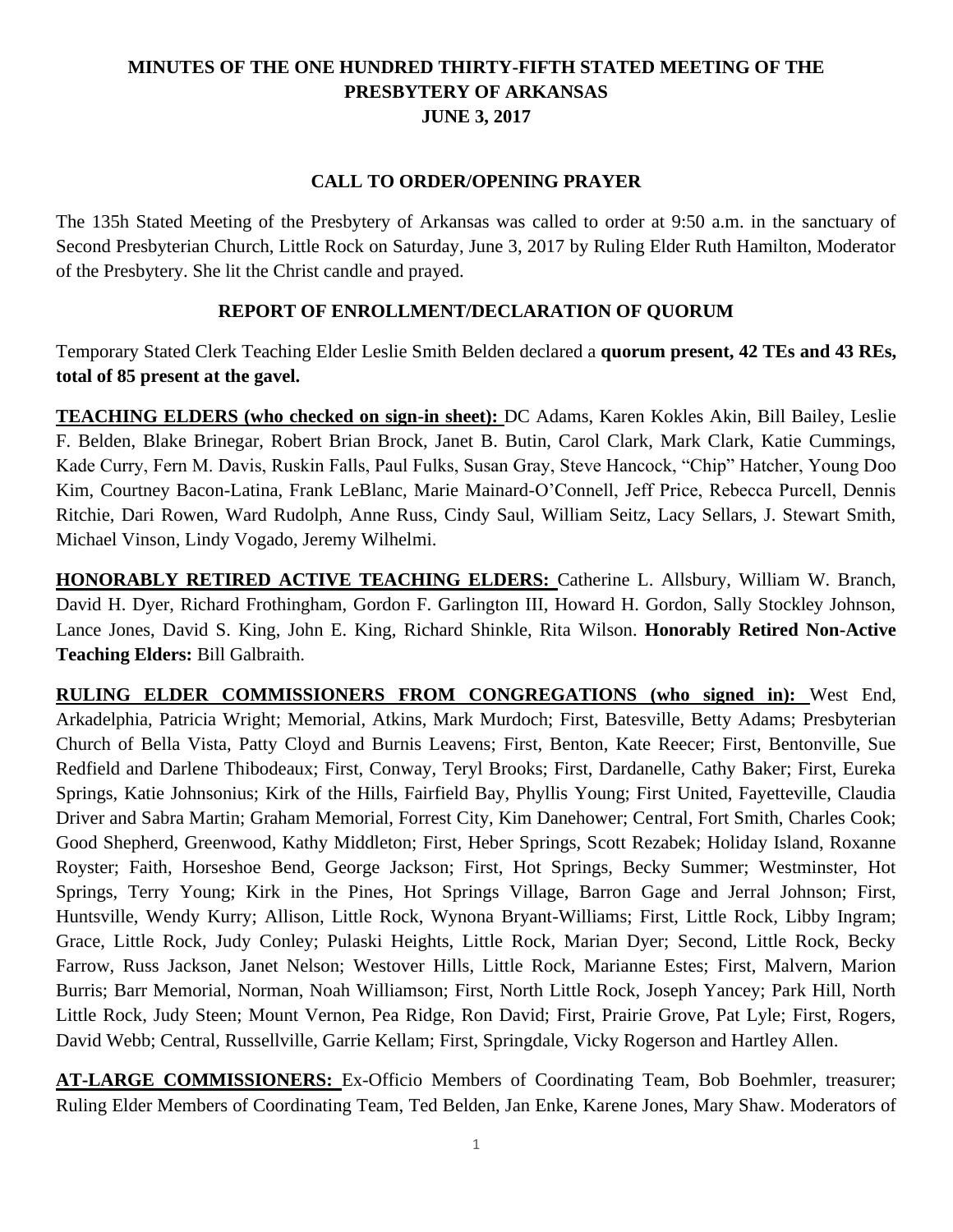# MINUTES OF THE ONE HUNDRED THIRTY-FIFTH STATED MEETING OF THE PRESBYTERY OF ARKANSAS
## JUNE 3, 2017

### CALL TO ORDER/OPENING PRAYER

The 135h Stated Meeting of the Presbytery of Arkansas was called to order at 9:50 a.m. in the sanctuary of Second Presbyterian Church, Little Rock on Saturday, June 3, 2017 by Ruling Elder Ruth Hamilton, Moderator of the Presbytery. She lit the Christ candle and prayed.

### REPORT OF ENROLLMENT/DECLARATION OF QUORUM

Temporary Stated Clerk Teaching Elder Leslie Smith Belden declared a **quorum present, 42 TEs and 43 REs, total of 85 present at the gavel.**

**TEACHING ELDERS (who checked on sign-in sheet):** DC Adams, Karen Kokles Akin, Bill Bailey, Leslie F. Belden, Blake Brinegar, Robert Brian Brock, Janet B. Butin, Carol Clark, Mark Clark, Katie Cummings, Kade Curry, Fern M. Davis, Ruskin Falls, Paul Fulks, Susan Gray, Steve Hancock, "Chip" Hatcher, Young Doo Kim, Courtney Bacon-Latina, Frank LeBlanc, Marie Mainard-O'Connell, Jeff Price, Rebecca Purcell, Dennis Ritchie, Dari Rowen, Ward Rudolph, Anne Russ, Cindy Saul, William Seitz, Lacy Sellars, J. Stewart Smith, Michael Vinson, Lindy Vogado, Jeremy Wilhelmi.

**HONORABLY RETIRED ACTIVE TEACHING ELDERS:** Catherine L. Allsbury, William W. Branch, David H. Dyer, Richard Frothingham, Gordon F. Garlington III, Howard H. Gordon, Sally Stockley Johnson, Lance Jones, David S. King, John E. King, Richard Shinkle, Rita Wilson. **Honorably Retired Non-Active Teaching Elders:** Bill Galbraith.

**RULING ELDER COMMISSIONERS FROM CONGREGATIONS (who signed in):** West End, Arkadelphia, Patricia Wright; Memorial, Atkins, Mark Murdoch; First, Batesville, Betty Adams; Presbyterian Church of Bella Vista, Patty Cloyd and Burnis Leavens; First, Benton, Kate Reecer; First, Bentonville, Sue Redfield and Darlene Thibodeaux; First, Conway, Teryl Brooks; First, Dardanelle, Cathy Baker; First, Eureka Springs, Katie Johnsonius; Kirk of the Hills, Fairfield Bay, Phyllis Young; First United, Fayetteville, Claudia Driver and Sabra Martin; Graham Memorial, Forrest City, Kim Danehower; Central, Fort Smith, Charles Cook; Good Shepherd, Greenwood, Kathy Middleton; First, Heber Springs, Scott Rezabek; Holiday Island, Roxanne Royster; Faith, Horseshoe Bend, George Jackson; First, Hot Springs, Becky Summer; Westminster, Hot Springs, Terry Young; Kirk in the Pines, Hot Springs Village, Barron Gage and Jerral Johnson; First, Huntsville, Wendy Kurry; Allison, Little Rock, Wynona Bryant-Williams; First, Little Rock, Libby Ingram; Grace, Little Rock, Judy Conley; Pulaski Heights, Little Rock, Marian Dyer; Second, Little Rock, Becky Farrow, Russ Jackson, Janet Nelson; Westover Hills, Little Rock, Marianne Estes; First, Malvern, Marion Burris; Barr Memorial, Norman, Noah Williamson; First, North Little Rock, Joseph Yancey; Park Hill, North Little Rock, Judy Steen; Mount Vernon, Pea Ridge, Ron David; First, Prairie Grove, Pat Lyle; First, Rogers, David Webb; Central, Russellville, Garrie Kellam; First, Springdale, Vicky Rogerson and Hartley Allen.

**AT-LARGE COMMISSIONERS:** Ex-Officio Members of Coordinating Team, Bob Boehmler, treasurer; Ruling Elder Members of Coordinating Team, Ted Belden, Jan Enke, Karene Jones, Mary Shaw. Moderators of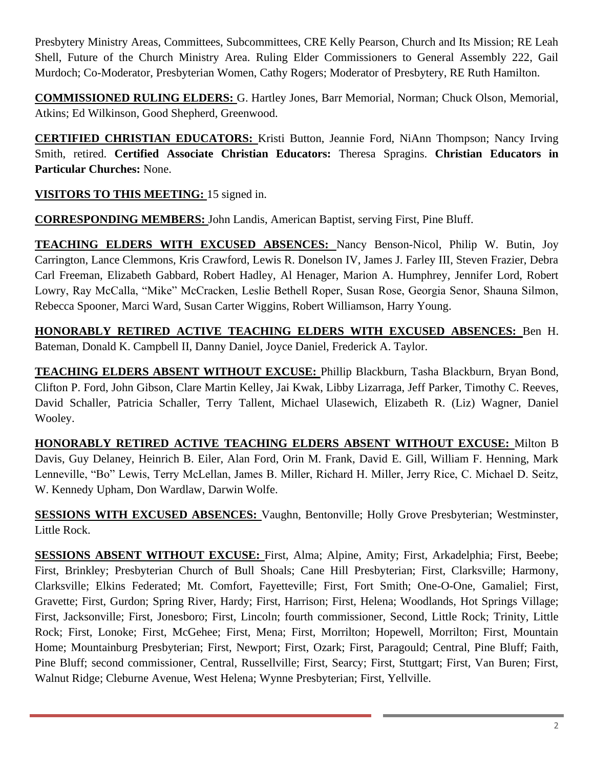Presbytery Ministry Areas, Committees, Subcommittees, CRE Kelly Pearson, Church and Its Mission; RE Leah Shell, Future of the Church Ministry Area. Ruling Elder Commissioners to General Assembly 222, Gail Murdoch; Co-Moderator, Presbyterian Women, Cathy Rogers; Moderator of Presbytery, RE Ruth Hamilton.

**COMMISSIONED RULING ELDERS:** G. Hartley Jones, Barr Memorial, Norman; Chuck Olson, Memorial, Atkins; Ed Wilkinson, Good Shepherd, Greenwood.

**CERTIFIED CHRISTIAN EDUCATORS:** Kristi Button, Jeannie Ford, NiAnn Thompson; Nancy Irving Smith, retired. **Certified Associate Christian Educators:** Theresa Spragins. **Christian Educators in Particular Churches:** None.

**VISITORS TO THIS MEETING:** 15 signed in.

**CORRESPONDING MEMBERS:** John Landis, American Baptist, serving First, Pine Bluff.

**TEACHING ELDERS WITH EXCUSED ABSENCES:** Nancy Benson-Nicol, Philip W. Butin, Joy Carrington, Lance Clemmons, Kris Crawford, Lewis R. Donelson IV, James J. Farley III, Steven Frazier, Debra Carl Freeman, Elizabeth Gabbard, Robert Hadley, Al Henager, Marion A. Humphrey, Jennifer Lord, Robert Lowry, Ray McCalla, "Mike" McCracken, Leslie Bethell Roper, Susan Rose, Georgia Senor, Shauna Silmon, Rebecca Spooner, Marci Ward, Susan Carter Wiggins, Robert Williamson, Harry Young.

**HONORABLY RETIRED ACTIVE TEACHING ELDERS WITH EXCUSED ABSENCES:** Ben H. Bateman, Donald K. Campbell II, Danny Daniel, Joyce Daniel, Frederick A. Taylor.

**TEACHING ELDERS ABSENT WITHOUT EXCUSE:** Phillip Blackburn, Tasha Blackburn, Bryan Bond, Clifton P. Ford, John Gibson, Clare Martin Kelley, Jai Kwak, Libby Lizarraga, Jeff Parker, Timothy C. Reeves, David Schaller, Patricia Schaller, Terry Tallent, Michael Ulasewich, Elizabeth R. (Liz) Wagner, Daniel Wooley.

**HONORABLY RETIRED ACTIVE TEACHING ELDERS ABSENT WITHOUT EXCUSE:** Milton B Davis, Guy Delaney, Heinrich B. Eiler, Alan Ford, Orin M. Frank, David E. Gill, William F. Henning, Mark Lenneville, "Bo" Lewis, Terry McLellan, James B. Miller, Richard H. Miller, Jerry Rice, C. Michael D. Seitz, W. Kennedy Upham, Don Wardlaw, Darwin Wolfe.

**SESSIONS WITH EXCUSED ABSENCES:** Vaughn, Bentonville; Holly Grove Presbyterian; Westminster, Little Rock.

**SESSIONS ABSENT WITHOUT EXCUSE:** First, Alma; Alpine, Amity; First, Arkadelphia; First, Beebe; First, Brinkley; Presbyterian Church of Bull Shoals; Cane Hill Presbyterian; First, Clarksville; Harmony, Clarksville; Elkins Federated; Mt. Comfort, Fayetteville; First, Fort Smith; One-O-One, Gamaliel; First, Gravette; First, Gurdon; Spring River, Hardy; First, Harrison; First, Helena; Woodlands, Hot Springs Village; First, Jacksonville; First, Jonesboro; First, Lincoln; fourth commissioner, Second, Little Rock; Trinity, Little Rock; First, Lonoke; First, McGehee; First, Mena; First, Morrilton; Hopewell, Morrilton; First, Mountain Home; Mountainburg Presbyterian; First, Newport; First, Ozark; First, Paragould; Central, Pine Bluff; Faith, Pine Bluff; second commissioner, Central, Russellville; First, Searcy; First, Stuttgart; First, Van Buren; First, Walnut Ridge; Cleburne Avenue, West Helena; Wynne Presbyterian; First, Yellville.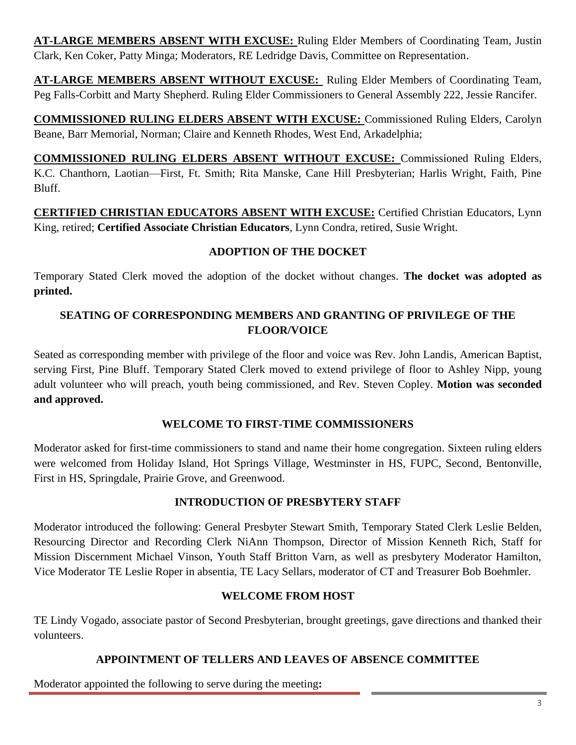**AT-LARGE MEMBERS ABSENT WITH EXCUSE:** Ruling Elder Members of Coordinating Team, Justin Clark, Ken Coker, Patty Minga; Moderators, RE Ledridge Davis, Committee on Representation.

**AT-LARGE MEMBERS ABSENT WITHOUT EXCUSE:** Ruling Elder Members of Coordinating Team, Peg Falls-Corbitt and Marty Shepherd. Ruling Elder Commissioners to General Assembly 222, Jessie Rancifer.

**COMMISSIONED RULING ELDERS ABSENT WITH EXCUSE:** Commissioned Ruling Elders, Carolyn Beane, Barr Memorial, Norman; Claire and Kenneth Rhodes, West End, Arkadelphia;

**COMMISSIONED RULING ELDERS ABSENT WITHOUT EXCUSE:** Commissioned Ruling Elders, K.C. Chanthorn, Laotian—First, Ft. Smith; Rita Manske, Cane Hill Presbyterian; Harlis Wright, Faith, Pine Bluff.

**CERTIFIED CHRISTIAN EDUCATORS ABSENT WITH EXCUSE:** Certified Christian Educators, Lynn King, retired; **Certified Associate Christian Educators**, Lynn Condra, retired, Susie Wright.

## ADOPTION OF THE DOCKET

Temporary Stated Clerk moved the adoption of the docket without changes. **The docket was adopted as printed.**

## SEATING OF CORRESPONDING MEMBERS AND GRANTING OF PRIVILEGE OF THE FLOOR/VOICE

Seated as corresponding member with privilege of the floor and voice was Rev. John Landis, American Baptist, serving First, Pine Bluff. Temporary Stated Clerk moved to extend privilege of floor to Ashley Nipp, young adult volunteer who will preach, youth being commissioned, and Rev. Steven Copley. **Motion was seconded and approved.**

## WELCOME TO FIRST-TIME COMMISSIONERS

Moderator asked for first-time commissioners to stand and name their home congregation. Sixteen ruling elders were welcomed from Holiday Island, Hot Springs Village, Westminster in HS, FUPC, Second, Bentonville, First in HS, Springdale, Prairie Grove, and Greenwood.

## INTRODUCTION OF PRESBYTERY STAFF

Moderator introduced the following: General Presbyter Stewart Smith, Temporary Stated Clerk Leslie Belden, Resourcing Director and Recording Clerk NiAnn Thompson, Director of Mission Kenneth Rich, Staff for Mission Discernment Michael Vinson, Youth Staff Britton Varn, as well as presbytery Moderator Hamilton, Vice Moderator TE Leslie Roper in absentia, TE Lacy Sellars, moderator of CT and Treasurer Bob Boehmler.

## WELCOME FROM HOST

TE Lindy Vogado, associate pastor of Second Presbyterian, brought greetings, gave directions and thanked their volunteers.

## APPOINTMENT OF TELLERS AND LEAVES OF ABSENCE COMMITTEE

Moderator appointed the following to serve during the meeting**:**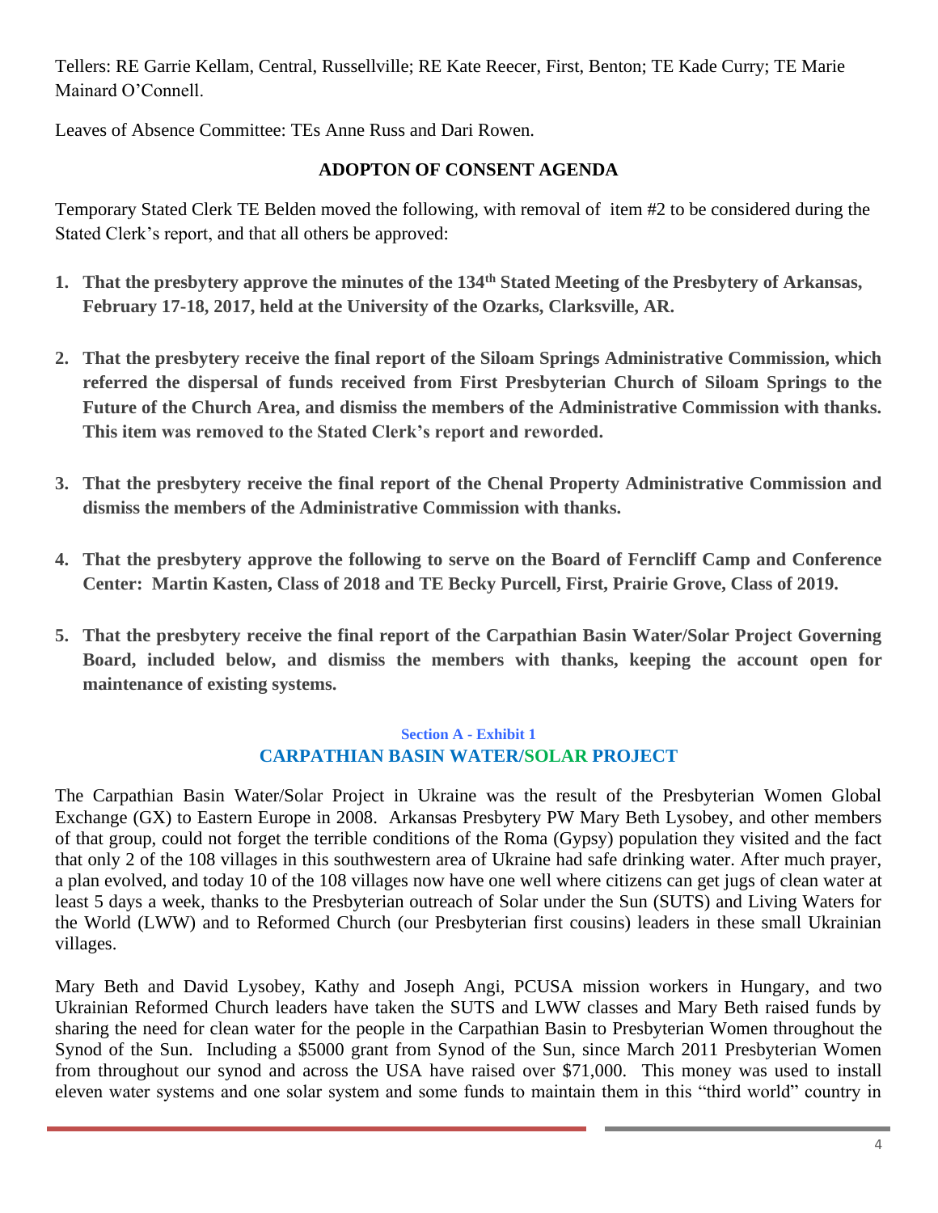Tellers: RE Garrie Kellam, Central, Russellville; RE Kate Reecer, First, Benton; TE Kade Curry; TE Marie Mainard O'Connell.

Leaves of Absence Committee: TEs Anne Russ and Dari Rowen.

### ADOPTON OF CONSENT AGENDA

Temporary Stated Clerk TE Belden moved the following, with removal of item #2 to be considered during the Stated Clerk's report, and that all others be approved:

1. **That the presbytery approve the minutes of the 134th Stated Meeting of the Presbytery of Arkansas, February 17-18, 2017, held at the University of the Ozarks, Clarksville, AR.**

2. **That the presbytery receive the final report of the Siloam Springs Administrative Commission, which referred the dispersal of funds received from First Presbyterian Church of Siloam Springs to the Future of the Church Area, and dismiss the members of the Administrative Commission with thanks. This item was removed to the Stated Clerk's report and reworded.**

3. **That the presbytery receive the final report of the Chenal Property Administrative Commission and dismiss the members of the Administrative Commission with thanks.**

4. **That the presbytery approve the following to serve on the Board of Ferncliff Camp and Conference Center: Martin Kasten, Class of 2018 and TE Becky Purcell, First, Prairie Grove, Class of 2019.**

5. **That the presbytery receive the final report of the Carpathian Basin Water/Solar Project Governing Board, included below, and dismiss the members with thanks, keeping the account open for maintenance of existing systems.**

**Section A - Exhibit 1**

**CARPATHIAN BASIN WATER/SOLAR PROJECT**

The Carpathian Basin Water/Solar Project in Ukraine was the result of the Presbyterian Women Global Exchange (GX) to Eastern Europe in 2008. Arkansas Presbytery PW Mary Beth Lysobey, and other members of that group, could not forget the terrible conditions of the Roma (Gypsy) population they visited and the fact that only 2 of the 108 villages in this southwestern area of Ukraine had safe drinking water. After much prayer, a plan evolved, and today 10 of the 108 villages now have one well where citizens can get jugs of clean water at least 5 days a week, thanks to the Presbyterian outreach of Solar under the Sun (SUTS) and Living Waters for the World (LWW) and to Reformed Church (our Presbyterian first cousins) leaders in these small Ukrainian villages.

Mary Beth and David Lysobey, Kathy and Joseph Angi, PCUSA mission workers in Hungary, and two Ukrainian Reformed Church leaders have taken the SUTS and LWW classes and Mary Beth raised funds by sharing the need for clean water for the people in the Carpathian Basin to Presbyterian Women throughout the Synod of the Sun. Including a $5000 grant from Synod of the Sun, since March 2011 Presbyterian Women from throughout our synod and across the USA have raised over $71,000. This money was used to install eleven water systems and one solar system and some funds to maintain them in this "third world" country in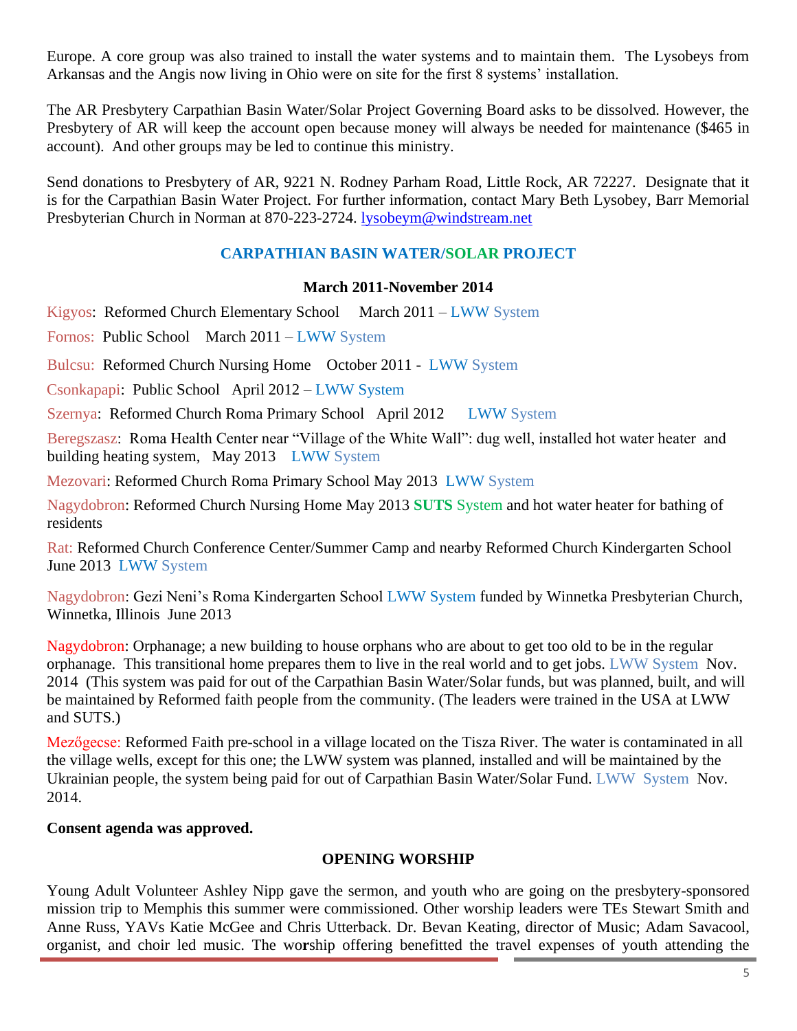Europe. A core group was also trained to install the water systems and to maintain them. The Lysobeys from Arkansas and the Angis now living in Ohio were on site for the first 8 systems' installation.

The AR Presbytery Carpathian Basin Water/Solar Project Governing Board asks to be dissolved. However, the Presbytery of AR will keep the account open because money will always be needed for maintenance ($465 in account). And other groups may be led to continue this ministry.

Send donations to Presbytery of AR, 9221 N. Rodney Parham Road, Little Rock, AR 72227. Designate that it is for the Carpathian Basin Water Project. For further information, contact Mary Beth Lysobey, Barr Memorial Presbyterian Church in Norman at 870-223-2724. lysobeym@windstream.net

## CARPATHIAN BASIN WATER/SOLAR PROJECT

**March 2011-November 2014**

Kigyos: Reformed Church Elementary School March 2011 – LWW System

Fornos: Public School March 2011 – LWW System

Bulcsu: Reformed Church Nursing Home October 2011 - LWW System

Csonkapapi: Public School April 2012 – LWW System

Szernya: Reformed Church Roma Primary School April 2012 LWW System

Beregszasz: Roma Health Center near "Village of the White Wall": dug well, installed hot water heater and building heating system, May 2013 LWW System

Mezovari: Reformed Church Roma Primary School May 2013 LWW System

Nagydobron: Reformed Church Nursing Home May 2013 **SUTS** System and hot water heater for bathing of residents

Rat: Reformed Church Conference Center/Summer Camp and nearby Reformed Church Kindergarten School June 2013 LWW System

Nagydobron: Gezi Neni's Roma Kindergarten School LWW System funded by Winnetka Presbyterian Church, Winnetka, Illinois June 2013

Nagydobron: Orphanage; a new building to house orphans who are about to get too old to be in the regular orphanage. This transitional home prepares them to live in the real world and to get jobs. LWW System Nov. 2014 (This system was paid for out of the Carpathian Basin Water/Solar funds, but was planned, built, and will be maintained by Reformed faith people from the community. (The leaders were trained in the USA at LWW and SUTS.)

Mezőgecse: Reformed Faith pre-school in a village located on the Tisza River. The water is contaminated in all the village wells, except for this one; the LWW system was planned, installed and will be maintained by the Ukrainian people, the system being paid for out of Carpathian Basin Water/Solar Fund. LWW System Nov. 2014.

**Consent agenda was approved.**

## OPENING WORSHIP

Young Adult Volunteer Ashley Nipp gave the sermon, and youth who are going on the presbytery-sponsored mission trip to Memphis this summer were commissioned. Other worship leaders were TEs Stewart Smith and Anne Russ, YAVs Katie McGee and Chris Utterback. Dr. Bevan Keating, director of Music; Adam Savacool, organist, and choir led music. The worship offering benefitted the travel expenses of youth attending the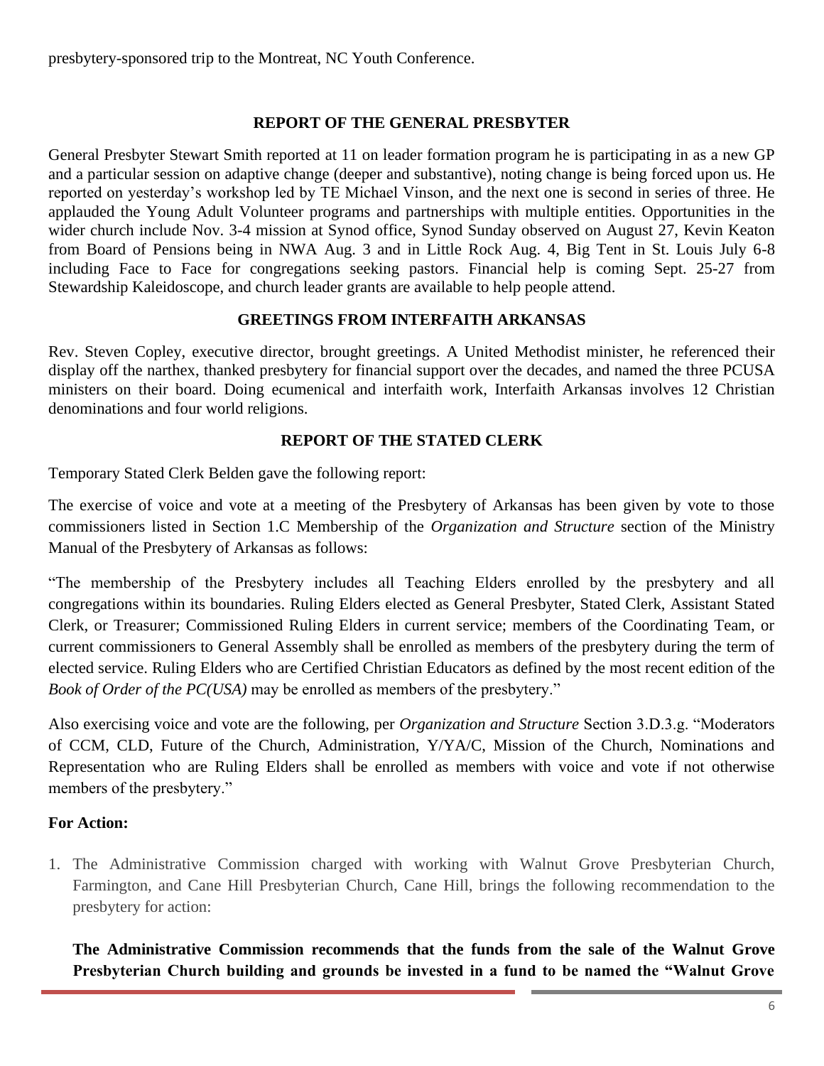presbytery-sponsored trip to the Montreat, NC Youth Conference.

**REPORT OF THE GENERAL PRESBYTER**

General Presbyter Stewart Smith reported at 11 on leader formation program he is participating in as a new GP and a particular session on adaptive change (deeper and substantive), noting change is being forced upon us. He reported on yesterday's workshop led by TE Michael Vinson, and the next one is second in series of three. He applauded the Young Adult Volunteer programs and partnerships with multiple entities. Opportunities in the wider church include Nov. 3-4 mission at Synod office, Synod Sunday observed on August 27, Kevin Keaton from Board of Pensions being in NWA Aug. 3 and in Little Rock Aug. 4, Big Tent in St. Louis July 6-8 including Face to Face for congregations seeking pastors. Financial help is coming Sept. 25-27 from Stewardship Kaleidoscope, and church leader grants are available to help people attend.

**GREETINGS FROM INTERFAITH ARKANSAS**

Rev. Steven Copley, executive director, brought greetings. A United Methodist minister, he referenced their display off the narthex, thanked presbytery for financial support over the decades, and named the three PCUSA ministers on their board. Doing ecumenical and interfaith work, Interfaith Arkansas involves 12 Christian denominations and four world religions.

**REPORT OF THE STATED CLERK**

Temporary Stated Clerk Belden gave the following report:

The exercise of voice and vote at a meeting of the Presbytery of Arkansas has been given by vote to those commissioners listed in Section 1.C Membership of the *Organization and Structure* section of the Ministry Manual of the Presbytery of Arkansas as follows:

"The membership of the Presbytery includes all Teaching Elders enrolled by the presbytery and all congregations within its boundaries. Ruling Elders elected as General Presbyter, Stated Clerk, Assistant Stated Clerk, or Treasurer; Commissioned Ruling Elders in current service; members of the Coordinating Team, or current commissioners to General Assembly shall be enrolled as members of the presbytery during the term of elected service. Ruling Elders who are Certified Christian Educators as defined by the most recent edition of the *Book of Order of the PC(USA)* may be enrolled as members of the presbytery."

Also exercising voice and vote are the following, per *Organization and Structure* Section 3.D.3.g. "Moderators of CCM, CLD, Future of the Church, Administration, Y/YA/C, Mission of the Church, Nominations and Representation who are Ruling Elders shall be enrolled as members with voice and vote if not otherwise members of the presbytery."

**For Action:**

1. The Administrative Commission charged with working with Walnut Grove Presbyterian Church, Farmington, and Cane Hill Presbyterian Church, Cane Hill, brings the following recommendation to the presbytery for action:

   **The Administrative Commission recommends that the funds from the sale of the Walnut Grove Presbyterian Church building and grounds be invested in a fund to be named the "Walnut Grove**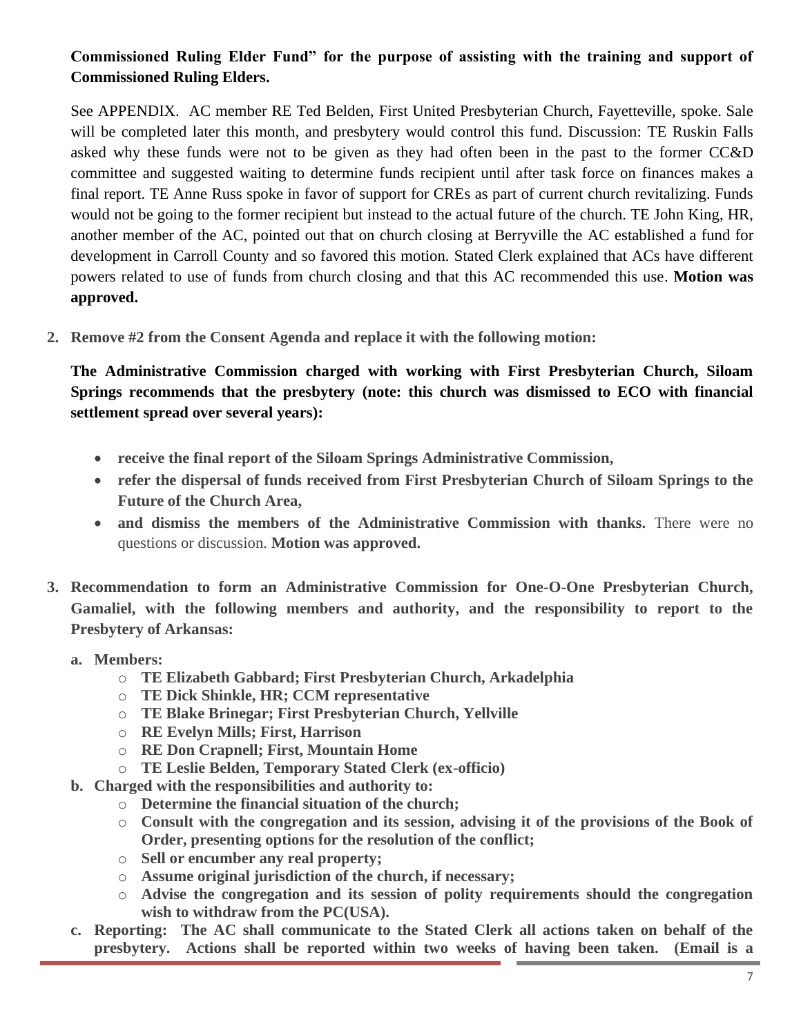**Commissioned Ruling Elder Fund" for the purpose of assisting with the training and support of Commissioned Ruling Elders.**

See APPENDIX. AC member RE Ted Belden, First United Presbyterian Church, Fayetteville, spoke. Sale will be completed later this month, and presbytery would control this fund. Discussion: TE Ruskin Falls asked why these funds were not to be given as they had often been in the past to the former CC&D committee and suggested waiting to determine funds recipient until after task force on finances makes a final report. TE Anne Russ spoke in favor of support for CREs as part of current church revitalizing. Funds would not be going to the former recipient but instead to the actual future of the church. TE John King, HR, another member of the AC, pointed out that on church closing at Berryville the AC established a fund for development in Carroll County and so favored this motion. Stated Clerk explained that ACs have different powers related to use of funds from church closing and that this AC recommended this use. **Motion was approved.**

2. **Remove #2 from the Consent Agenda and replace it with the following motion:**

   **The Administrative Commission charged with working with First Presbyterian Church, Siloam Springs recommends that the presbytery (note: this church was dismissed to ECO with financial settlement spread over several years):**

   - **receive the final report of the Siloam Springs Administrative Commission,**
   - **refer the dispersal of funds received from First Presbyterian Church of Siloam Springs to the Future of the Church Area,**
   - **and dismiss the members of the Administrative Commission with thanks.** There were no questions or discussion. **Motion was approved.**

3. **Recommendation to form an Administrative Commission for One-O-One Presbyterian Church, Gamaliel, with the following members and authority, and the responsibility to report to the Presbytery of Arkansas:**

   a. **Members:**
      - **TE Elizabeth Gabbard; First Presbyterian Church, Arkadelphia**
      - **TE Dick Shinkle, HR; CCM representative**
      - **TE Blake Brinegar; First Presbyterian Church, Yellville**
      - **RE Evelyn Mills; First, Harrison**
      - **RE Don Crapnell; First, Mountain Home**
      - **TE Leslie Belden, Temporary Stated Clerk (ex-officio)**

   b. **Charged with the responsibilities and authority to:**
      - **Determine the financial situation of the church;**
      - **Consult with the congregation and its session, advising it of the provisions of the Book of Order, presenting options for the resolution of the conflict;**
      - **Sell or encumber any real property;**
      - **Assume original jurisdiction of the church, if necessary;**
      - **Advise the congregation and its session of polity requirements should the congregation wish to withdraw from the PC(USA).**

   c. **Reporting: The AC shall communicate to the Stated Clerk all actions taken on behalf of the presbytery. Actions shall be reported within two weeks of having been taken. (Email is a**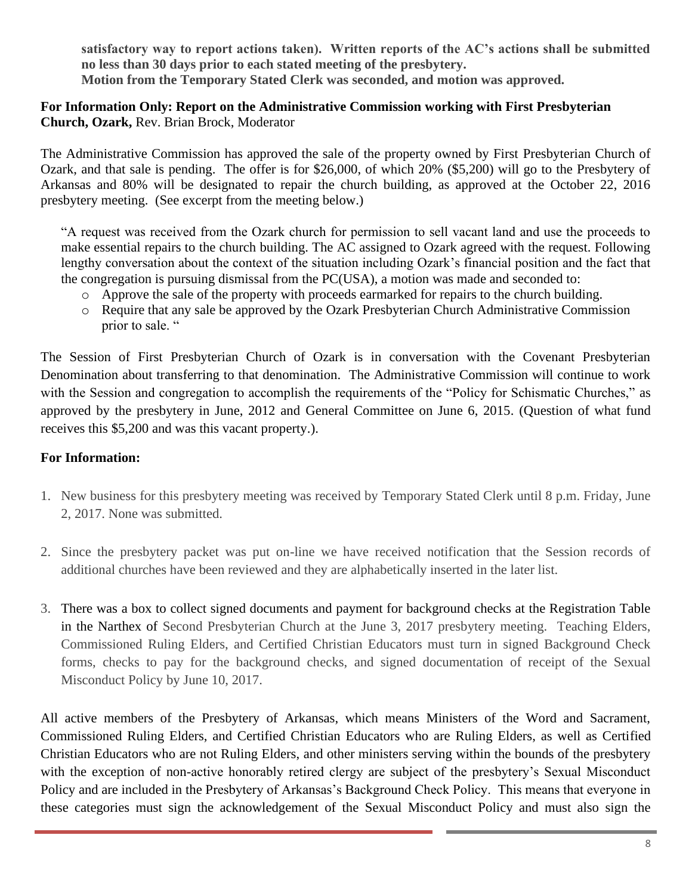**satisfactory way to report actions taken). Written reports of the AC's actions shall be submitted no less than 30 days prior to each stated meeting of the presbytery.**
**Motion from the Temporary Stated Clerk was seconded, and motion was approved.**

**For Information Only: Report on the Administrative Commission working with First Presbyterian Church, Ozark,** Rev. Brian Brock, Moderator

The Administrative Commission has approved the sale of the property owned by First Presbyterian Church of Ozark, and that sale is pending. The offer is for $26,000, of which 20% ($5,200) will go to the Presbytery of Arkansas and 80% will be designated to repair the church building, as approved at the October 22, 2016 presbytery meeting. (See excerpt from the meeting below.)

> "A request was received from the Ozark church for permission to sell vacant land and use the proceeds to make essential repairs to the church building. The AC assigned to Ozark agreed with the request. Following lengthy conversation about the context of the situation including Ozark's financial position and the fact that the congregation is pursuing dismissal from the PC(USA), a motion was made and seconded to:
>
> - Approve the sale of the property with proceeds earmarked for repairs to the church building.
> - Require that any sale be approved by the Ozark Presbyterian Church Administrative Commission prior to sale. "

The Session of First Presbyterian Church of Ozark is in conversation with the Covenant Presbyterian Denomination about transferring to that denomination. The Administrative Commission will continue to work with the Session and congregation to accomplish the requirements of the "Policy for Schismatic Churches," as approved by the presbytery in June, 2012 and General Committee on June 6, 2015. (Question of what fund receives this $5,200 and was this vacant property.).

**For Information:**

1. New business for this presbytery meeting was received by Temporary Stated Clerk until 8 p.m. Friday, June 2, 2017. None was submitted.

2. Since the presbytery packet was put on-line we have received notification that the Session records of additional churches have been reviewed and they are alphabetically inserted in the later list.

3. There was a box to collect signed documents and payment for background checks at the Registration Table in the Narthex of Second Presbyterian Church at the June 3, 2017 presbytery meeting. Teaching Elders, Commissioned Ruling Elders, and Certified Christian Educators must turn in signed Background Check forms, checks to pay for the background checks, and signed documentation of receipt of the Sexual Misconduct Policy by June 10, 2017.

All active members of the Presbytery of Arkansas, which means Ministers of the Word and Sacrament, Commissioned Ruling Elders, and Certified Christian Educators who are Ruling Elders, as well as Certified Christian Educators who are not Ruling Elders, and other ministers serving within the bounds of the presbytery with the exception of non-active honorably retired clergy are subject of the presbytery's Sexual Misconduct Policy and are included in the Presbytery of Arkansas's Background Check Policy. This means that everyone in these categories must sign the acknowledgement of the Sexual Misconduct Policy and must also sign the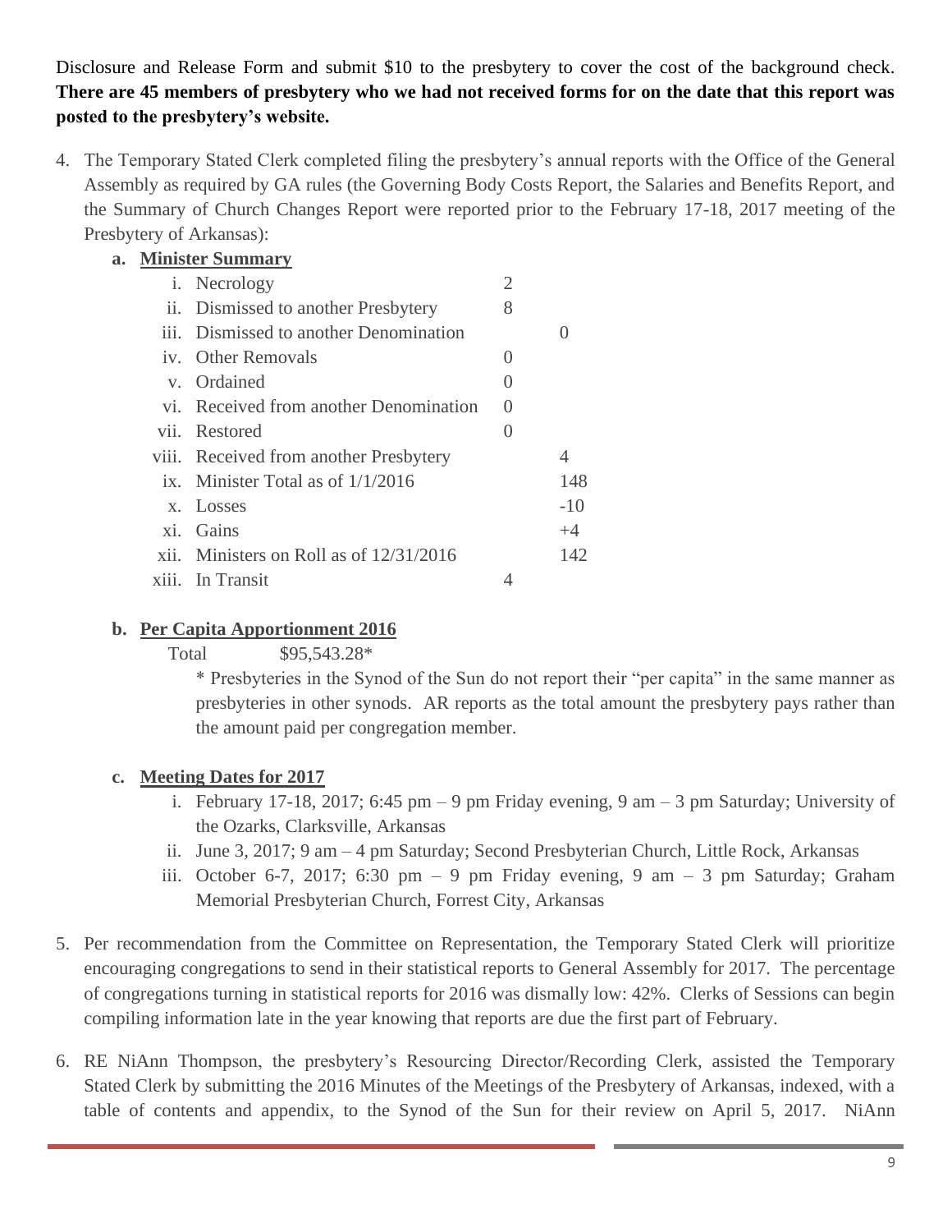Disclosure and Release Form and submit $10 to the presbytery to cover the cost of the background check. **There are 45 members of presbytery who we had not received forms for on the date that this report was posted to the presbytery's website.**

4. The Temporary Stated Clerk completed filing the presbytery's annual reports with the Office of the General Assembly as required by GA rules (the Governing Body Costs Report, the Salaries and Benefits Report, and the Summary of Church Changes Report were reported prior to the February 17-18, 2017 meeting of the Presbytery of Arkansas):

   a. **Minister Summary**

| | | | |
|---|---|---|---|
| i. | Necrology | 2 | |
| ii. | Dismissed to another Presbytery | 8 | |
| iii. | Dismissed to another Denomination | | 0 |
| iv. | Other Removals | 0 | |
| v. | Ordained | 0 | |
| vi. | Received from another Denomination | 0 | |
| vii. | Restored | 0 | |
| viii. | Received from another Presbytery | | 4 |
| ix. | Minister Total as of 1/1/2016 | | 148 |
| x. | Losses | | -10 |
| xi. | Gains | | +4 |
| xii. | Ministers on Roll as of 12/31/2016 | | 142 |
| xiii. | In Transit | 4 | |

   b. **Per Capita Apportionment 2016**

      Total $95,543.28*

      * Presbyteries in the Synod of the Sun do not report their "per capita" in the same manner as presbyteries in other synods. AR reports as the total amount the presbytery pays rather than the amount paid per congregation member.

   c. **Meeting Dates for 2017**

      i. February 17-18, 2017; 6:45 pm – 9 pm Friday evening, 9 am – 3 pm Saturday; University of the Ozarks, Clarksville, Arkansas
      ii. June 3, 2017; 9 am – 4 pm Saturday; Second Presbyterian Church, Little Rock, Arkansas
      iii. October 6-7, 2017; 6:30 pm – 9 pm Friday evening, 9 am – 3 pm Saturday; Graham Memorial Presbyterian Church, Forrest City, Arkansas

5. Per recommendation from the Committee on Representation, the Temporary Stated Clerk will prioritize encouraging congregations to send in their statistical reports to General Assembly for 2017. The percentage of congregations turning in statistical reports for 2016 was dismally low: 42%. Clerks of Sessions can begin compiling information late in the year knowing that reports are due the first part of February.

6. RE NiAnn Thompson, the presbytery's Resourcing Director/Recording Clerk, assisted the Temporary Stated Clerk by submitting the 2016 Minutes of the Meetings of the Presbytery of Arkansas, indexed, with a table of contents and appendix, to the Synod of the Sun for their review on April 5, 2017. NiAnn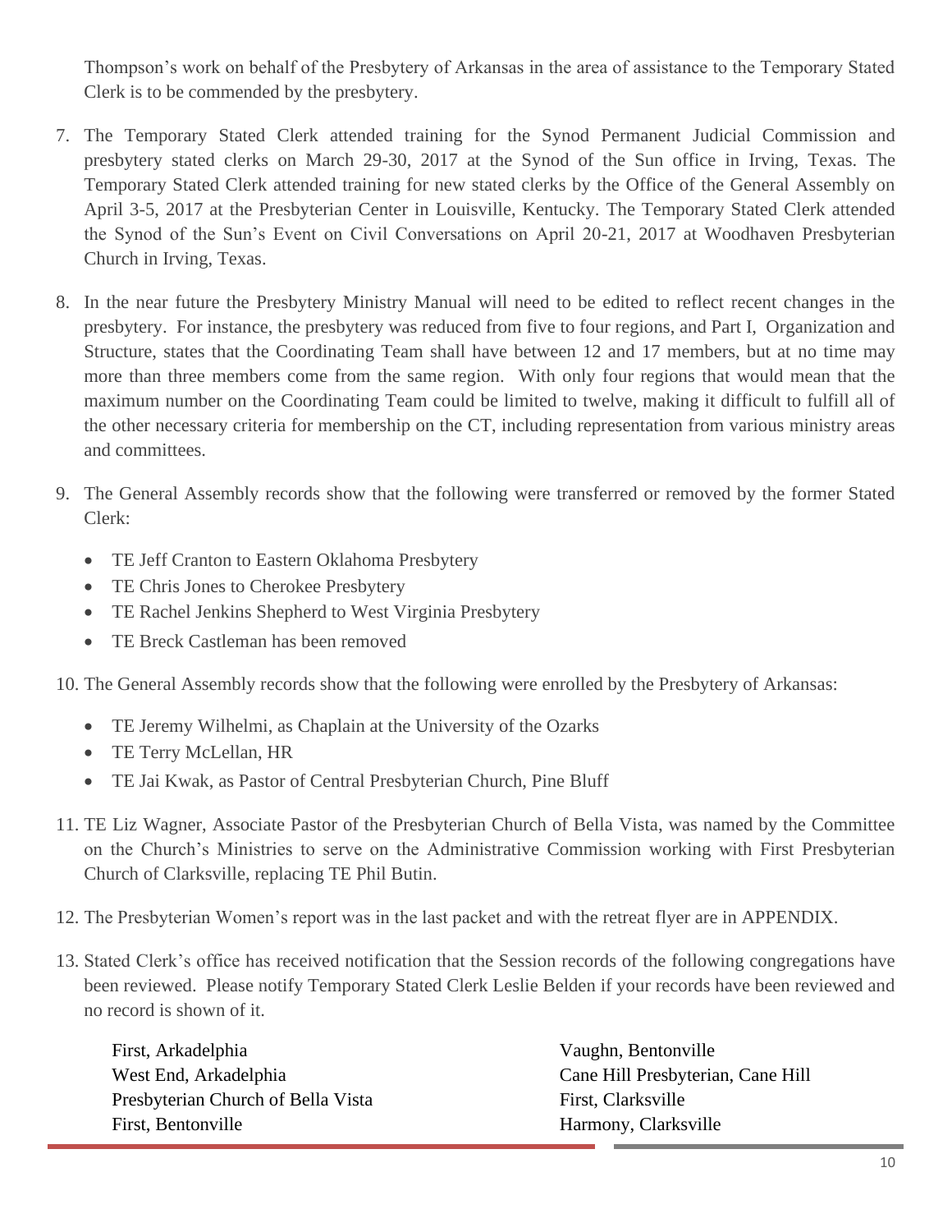Thompson's work on behalf of the Presbytery of Arkansas in the area of assistance to the Temporary Stated Clerk is to be commended by the presbytery.

7. The Temporary Stated Clerk attended training for the Synod Permanent Judicial Commission and presbytery stated clerks on March 29-30, 2017 at the Synod of the Sun office in Irving, Texas. The Temporary Stated Clerk attended training for new stated clerks by the Office of the General Assembly on April 3-5, 2017 at the Presbyterian Center in Louisville, Kentucky. The Temporary Stated Clerk attended the Synod of the Sun's Event on Civil Conversations on April 20-21, 2017 at Woodhaven Presbyterian Church in Irving, Texas.

8. In the near future the Presbytery Ministry Manual will need to be edited to reflect recent changes in the presbytery. For instance, the presbytery was reduced from five to four regions, and Part I, Organization and Structure, states that the Coordinating Team shall have between 12 and 17 members, but at no time may more than three members come from the same region. With only four regions that would mean that the maximum number on the Coordinating Team could be limited to twelve, making it difficult to fulfill all of the other necessary criteria for membership on the CT, including representation from various ministry areas and committees.

9. The General Assembly records show that the following were transferred or removed by the former Stated Clerk:
   - TE Jeff Cranton to Eastern Oklahoma Presbytery
   - TE Chris Jones to Cherokee Presbytery
   - TE Rachel Jenkins Shepherd to West Virginia Presbytery
   - TE Breck Castleman has been removed

10. The General Assembly records show that the following were enrolled by the Presbytery of Arkansas:
    - TE Jeremy Wilhelmi, as Chaplain at the University of the Ozarks
    - TE Terry McLellan, HR
    - TE Jai Kwak, as Pastor of Central Presbyterian Church, Pine Bluff

11. TE Liz Wagner, Associate Pastor of the Presbyterian Church of Bella Vista, was named by the Committee on the Church's Ministries to serve on the Administrative Commission working with First Presbyterian Church of Clarksville, replacing TE Phil Butin.

12. The Presbyterian Women's report was in the last packet and with the retreat flyer are in APPENDIX.

13. Stated Clerk's office has received notification that the Session records of the following congregations have been reviewed. Please notify Temporary Stated Clerk Leslie Belden if your records have been reviewed and no record is shown of it.

    First, Arkadelphia
    West End, Arkadelphia
    Presbyterian Church of Bella Vista
    First, Bentonville
    Vaughn, Bentonville
    Cane Hill Presbyterian, Cane Hill
    First, Clarksville
    Harmony, Clarksville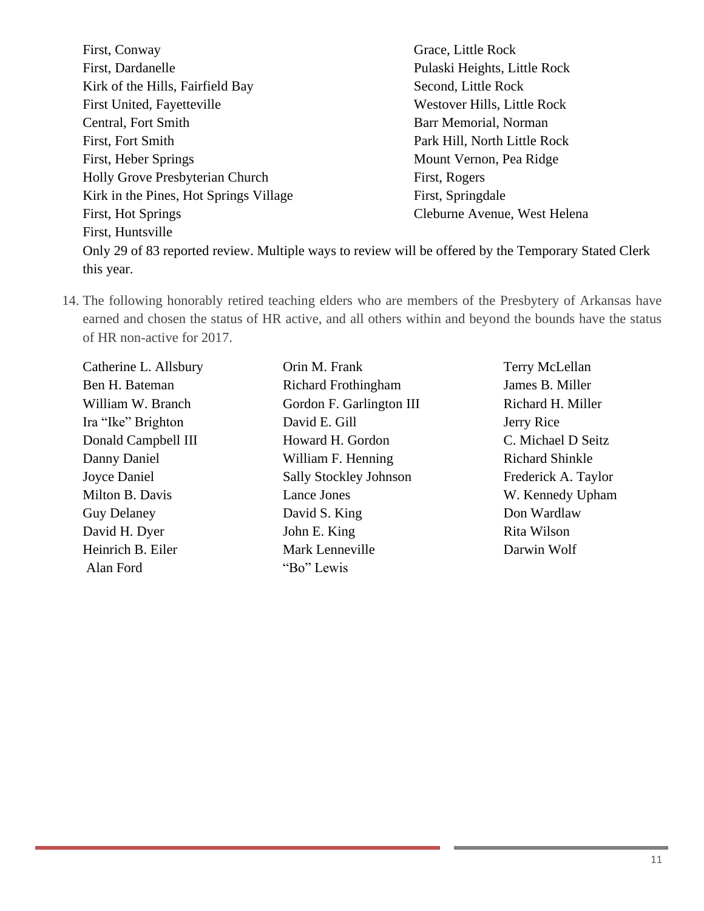First, Conway
First, Dardanelle
Kirk of the Hills, Fairfield Bay
First United, Fayetteville
Central, Fort Smith
First, Fort Smith
First, Heber Springs
Holly Grove Presbyterian Church
Kirk in the Pines, Hot Springs Village
First, Hot Springs
First, Huntsville
Grace, Little Rock
Pulaski Heights, Little Rock
Second, Little Rock
Westover Hills, Little Rock
Barr Memorial, Norman
Park Hill, North Little Rock
Mount Vernon, Pea Ridge
First, Rogers
First, Springdale
Cleburne Avenue, West Helena

Only 29 of 83 reported review. Multiple ways to review will be offered by the Temporary Stated Clerk this year.

14. The following honorably retired teaching elders who are members of the Presbytery of Arkansas have earned and chosen the status of HR active, and all others within and beyond the bounds have the status of HR non-active for 2017.

Catherine L. Allsbury
Ben H. Bateman
William W. Branch
Ira "Ike" Brighton
Donald Campbell III
Danny Daniel
Joyce Daniel
Milton B. Davis
Guy Delaney
David H. Dyer
Heinrich B. Eiler
Alan Ford
Orin M. Frank
Richard Frothingham
Gordon F. Garlington III
David E. Gill
Howard H. Gordon
William F. Henning
Sally Stockley Johnson
Lance Jones
David S. King
John E. King
Mark Lenneville
"Bo" Lewis
Terry McLellan
James B. Miller
Richard H. Miller
Jerry Rice
C. Michael D Seitz
Richard Shinkle
Frederick A. Taylor
W. Kennedy Upham
Don Wardlaw
Rita Wilson
Darwin Wolf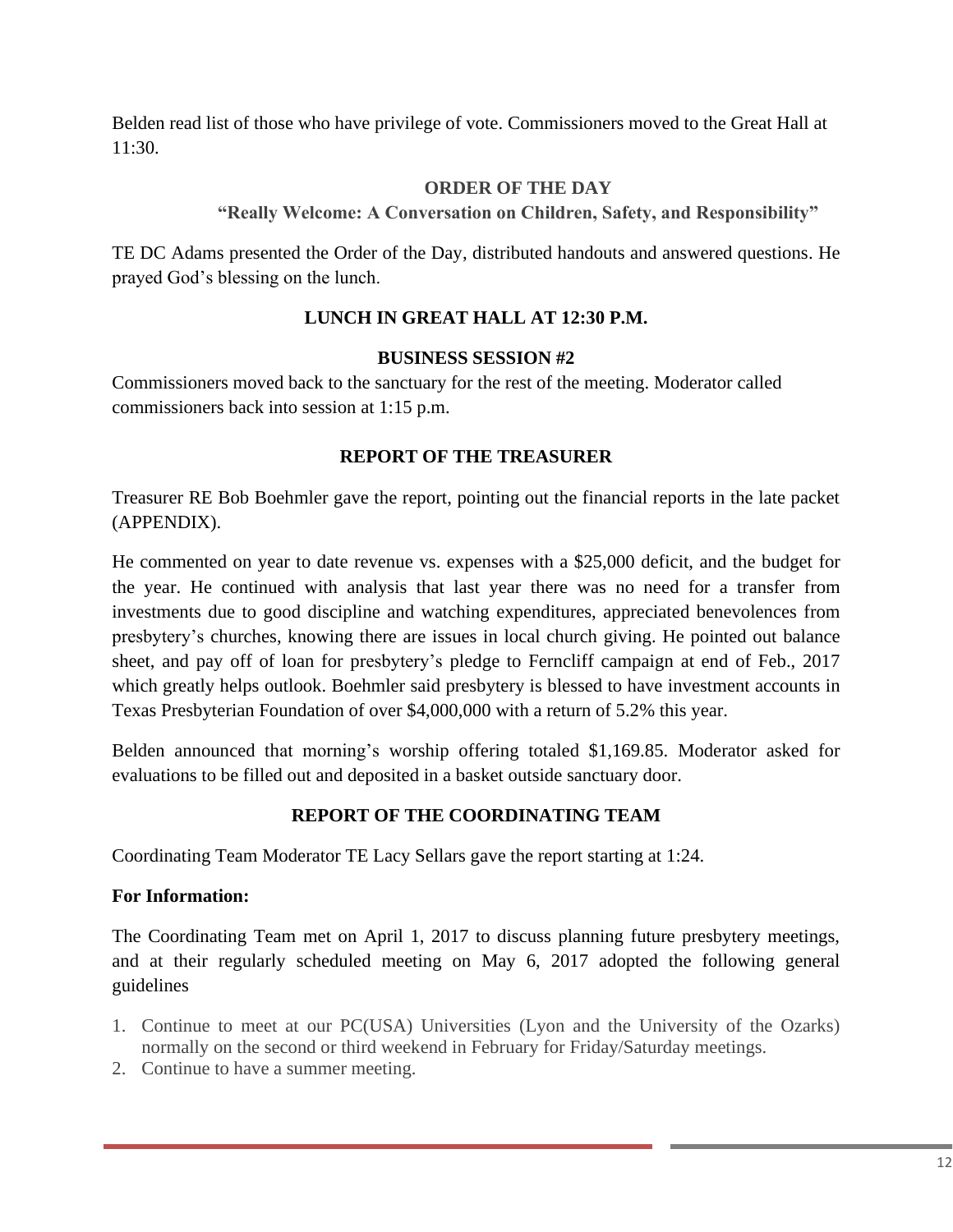Belden read list of those who have privilege of vote. Commissioners moved to the Great Hall at 11:30.

**ORDER OF THE DAY**

**"Really Welcome: A Conversation on Children, Safety, and Responsibility"**

TE DC Adams presented the Order of the Day, distributed handouts and answered questions. He prayed God's blessing on the lunch.

**LUNCH IN GREAT HALL AT 12:30 P.M.**

**BUSINESS SESSION #2**

Commissioners moved back to the sanctuary for the rest of the meeting. Moderator called commissioners back into session at 1:15 p.m.

**REPORT OF THE TREASURER**

Treasurer RE Bob Boehmler gave the report, pointing out the financial reports in the late packet (APPENDIX).

He commented on year to date revenue vs. expenses with a $25,000 deficit, and the budget for the year. He continued with analysis that last year there was no need for a transfer from investments due to good discipline and watching expenditures, appreciated benevolences from presbytery's churches, knowing there are issues in local church giving. He pointed out balance sheet, and pay off of loan for presbytery's pledge to Ferncliff campaign at end of Feb., 2017 which greatly helps outlook. Boehmler said presbytery is blessed to have investment accounts in Texas Presbyterian Foundation of over $4,000,000 with a return of 5.2% this year.

Belden announced that morning's worship offering totaled $1,169.85. Moderator asked for evaluations to be filled out and deposited in a basket outside sanctuary door.

**REPORT OF THE COORDINATING TEAM**

Coordinating Team Moderator TE Lacy Sellars gave the report starting at 1:24.

**For Information:**

The Coordinating Team met on April 1, 2017 to discuss planning future presbytery meetings, and at their regularly scheduled meeting on May 6, 2017 adopted the following general guidelines

1. Continue to meet at our PC(USA) Universities (Lyon and the University of the Ozarks) normally on the second or third weekend in February for Friday/Saturday meetings.
2. Continue to have a summer meeting.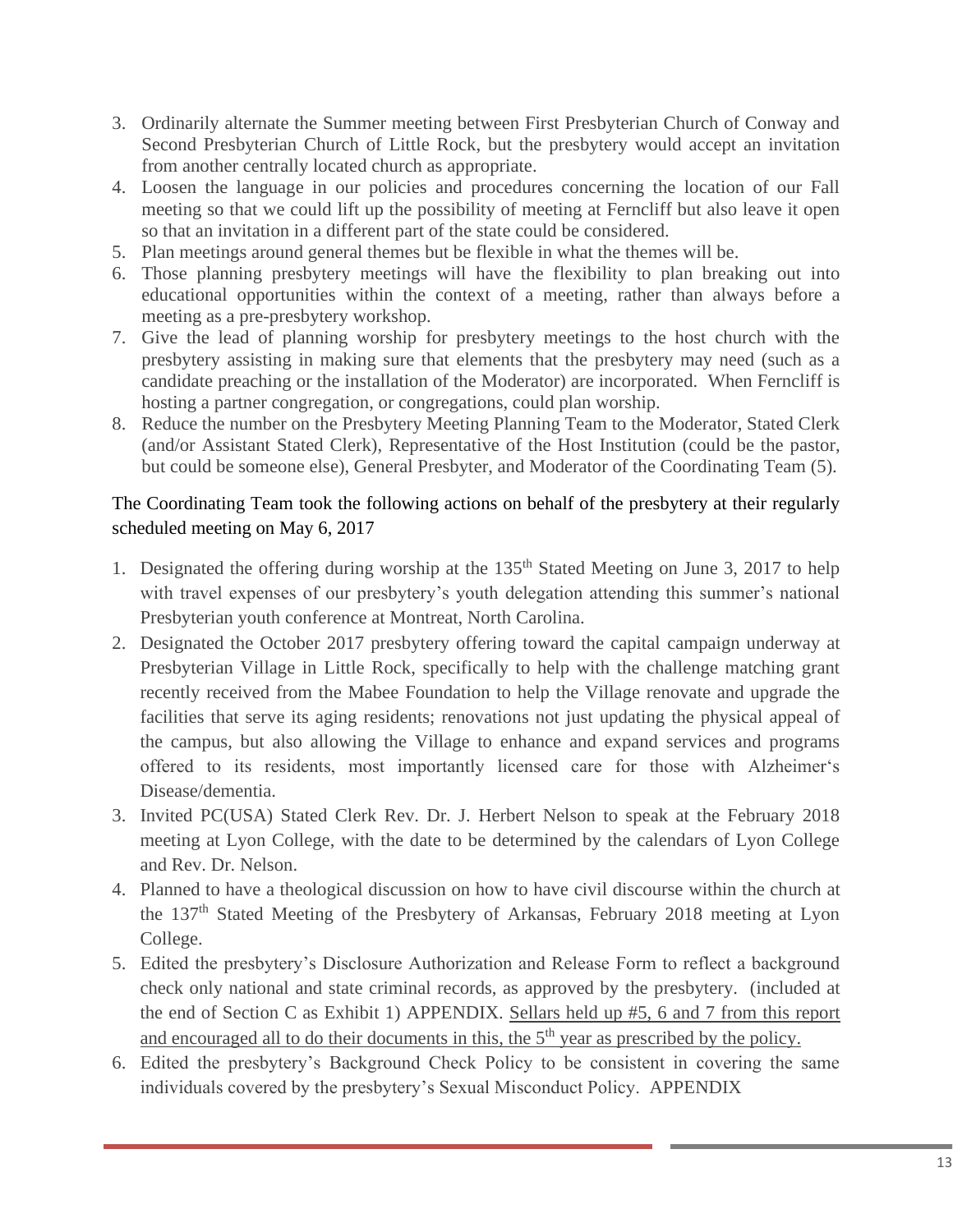3. Ordinarily alternate the Summer meeting between First Presbyterian Church of Conway and Second Presbyterian Church of Little Rock, but the presbytery would accept an invitation from another centrally located church as appropriate.
4. Loosen the language in our policies and procedures concerning the location of our Fall meeting so that we could lift up the possibility of meeting at Ferncliff but also leave it open so that an invitation in a different part of the state could be considered.
5. Plan meetings around general themes but be flexible in what the themes will be.
6. Those planning presbytery meetings will have the flexibility to plan breaking out into educational opportunities within the context of a meeting, rather than always before a meeting as a pre-presbytery workshop.
7. Give the lead of planning worship for presbytery meetings to the host church with the presbytery assisting in making sure that elements that the presbytery may need (such as a candidate preaching or the installation of the Moderator) are incorporated. When Ferncliff is hosting a partner congregation, or congregations, could plan worship.
8. Reduce the number on the Presbytery Meeting Planning Team to the Moderator, Stated Clerk (and/or Assistant Stated Clerk), Representative of the Host Institution (could be the pastor, but could be someone else), General Presbyter, and Moderator of the Coordinating Team (5).

The Coordinating Team took the following actions on behalf of the presbytery at their regularly scheduled meeting on May 6, 2017

1. Designated the offering during worship at the 135th Stated Meeting on June 3, 2017 to help with travel expenses of our presbytery's youth delegation attending this summer's national Presbyterian youth conference at Montreat, North Carolina.
2. Designated the October 2017 presbytery offering toward the capital campaign underway at Presbyterian Village in Little Rock, specifically to help with the challenge matching grant recently received from the Mabee Foundation to help the Village renovate and upgrade the facilities that serve its aging residents; renovations not just updating the physical appeal of the campus, but also allowing the Village to enhance and expand services and programs offered to its residents, most importantly licensed care for those with Alzheimer's Disease/dementia.
3. Invited PC(USA) Stated Clerk Rev. Dr. J. Herbert Nelson to speak at the February 2018 meeting at Lyon College, with the date to be determined by the calendars of Lyon College and Rev. Dr. Nelson.
4. Planned to have a theological discussion on how to have civil discourse within the church at the 137th Stated Meeting of the Presbytery of Arkansas, February 2018 meeting at Lyon College.
5. Edited the presbytery's Disclosure Authorization and Release Form to reflect a background check only national and state criminal records, as approved by the presbytery. (included at the end of Section C as Exhibit 1) APPENDIX. <u>Sellars held up #5, 6 and 7 from this report and encouraged all to do their documents in this, the 5th year as prescribed by the policy.</u>
6. Edited the presbytery's Background Check Policy to be consistent in covering the same individuals covered by the presbytery's Sexual Misconduct Policy. APPENDIX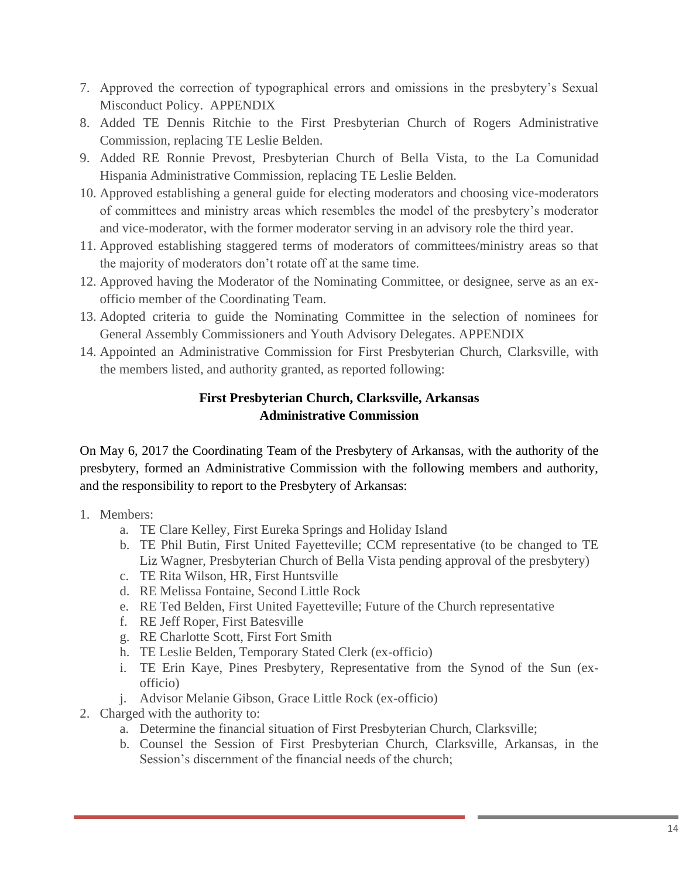7. Approved the correction of typographical errors and omissions in the presbytery's Sexual Misconduct Policy. APPENDIX
8. Added TE Dennis Ritchie to the First Presbyterian Church of Rogers Administrative Commission, replacing TE Leslie Belden.
9. Added RE Ronnie Prevost, Presbyterian Church of Bella Vista, to the La Comunidad Hispania Administrative Commission, replacing TE Leslie Belden.
10. Approved establishing a general guide for electing moderators and choosing vice-moderators of committees and ministry areas which resembles the model of the presbytery's moderator and vice-moderator, with the former moderator serving in an advisory role the third year.
11. Approved establishing staggered terms of moderators of committees/ministry areas so that the majority of moderators don't rotate off at the same time.
12. Approved having the Moderator of the Nominating Committee, or designee, serve as an ex-officio member of the Coordinating Team.
13. Adopted criteria to guide the Nominating Committee in the selection of nominees for General Assembly Commissioners and Youth Advisory Delegates. APPENDIX
14. Appointed an Administrative Commission for First Presbyterian Church, Clarksville, with the members listed, and authority granted, as reported following:

**First Presbyterian Church, Clarksville, Arkansas**
**Administrative Commission**

On May 6, 2017 the Coordinating Team of the Presbytery of Arkansas, with the authority of the presbytery, formed an Administrative Commission with the following members and authority, and the responsibility to report to the Presbytery of Arkansas:

1. Members:
    a. TE Clare Kelley, First Eureka Springs and Holiday Island
    b. TE Phil Butin, First United Fayetteville; CCM representative (to be changed to TE Liz Wagner, Presbyterian Church of Bella Vista pending approval of the presbytery)
    c. TE Rita Wilson, HR, First Huntsville
    d. RE Melissa Fontaine, Second Little Rock
    e. RE Ted Belden, First United Fayetteville; Future of the Church representative
    f. RE Jeff Roper, First Batesville
    g. RE Charlotte Scott, First Fort Smith
    h. TE Leslie Belden, Temporary Stated Clerk (ex-officio)
    i. TE Erin Kaye, Pines Presbytery, Representative from the Synod of the Sun (ex-officio)
    j. Advisor Melanie Gibson, Grace Little Rock (ex-officio)
2. Charged with the authority to:
    a. Determine the financial situation of First Presbyterian Church, Clarksville;
    b. Counsel the Session of First Presbyterian Church, Clarksville, Arkansas, in the Session's discernment of the financial needs of the church;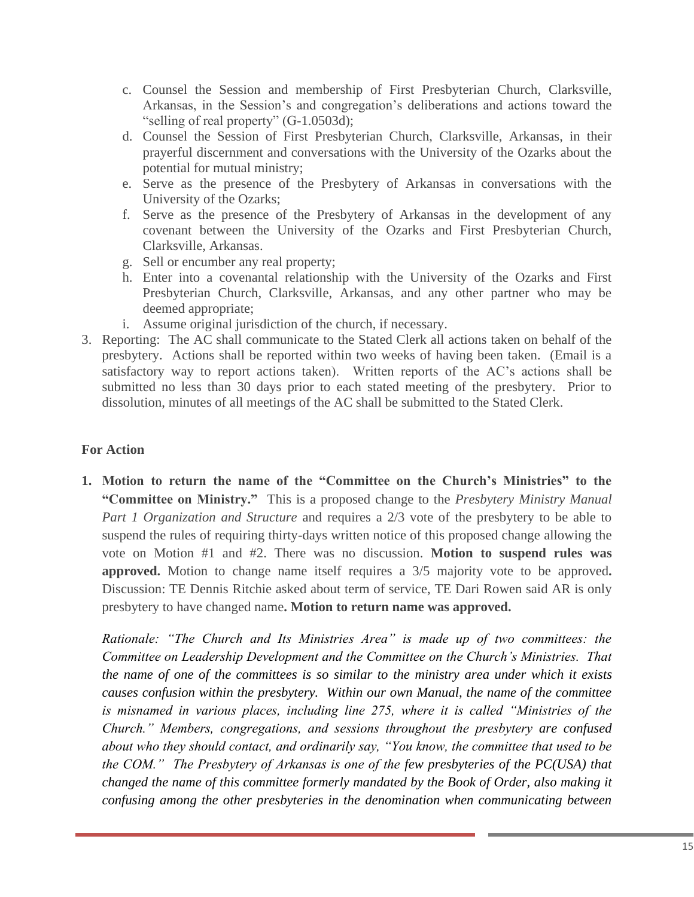c. Counsel the Session and membership of First Presbyterian Church, Clarksville, Arkansas, in the Session's and congregation's deliberations and actions toward the "selling of real property" (G-1.0503d);
   d. Counsel the Session of First Presbyterian Church, Clarksville, Arkansas, in their prayerful discernment and conversations with the University of the Ozarks about the potential for mutual ministry;
   e. Serve as the presence of the Presbytery of Arkansas in conversations with the University of the Ozarks;
   f. Serve as the presence of the Presbytery of Arkansas in the development of any covenant between the University of the Ozarks and First Presbyterian Church, Clarksville, Arkansas.
   g. Sell or encumber any real property;
   h. Enter into a covenantal relationship with the University of the Ozarks and First Presbyterian Church, Clarksville, Arkansas, and any other partner who may be deemed appropriate;
   i. Assume original jurisdiction of the church, if necessary.

3. Reporting: The AC shall communicate to the Stated Clerk all actions taken on behalf of the presbytery. Actions shall be reported within two weeks of having been taken. (Email is a satisfactory way to report actions taken). Written reports of the AC's actions shall be submitted no less than 30 days prior to each stated meeting of the presbytery. Prior to dissolution, minutes of all meetings of the AC shall be submitted to the Stated Clerk.

**For Action**

1. **Motion to return the name of the "Committee on the Church's Ministries" to the "Committee on Ministry."** This is a proposed change to the *Presbytery Ministry Manual Part 1 Organization and Structure* and requires a 2/3 vote of the presbytery to be able to suspend the rules of requiring thirty-days written notice of this proposed change allowing the vote on Motion #1 and #2. There was no discussion. **Motion to suspend rules was approved.** Motion to change name itself requires a 3/5 majority vote to be approved**.** Discussion: TE Dennis Ritchie asked about term of service, TE Dari Rowen said AR is only presbytery to have changed name**. Motion to return name was approved.**

   *Rationale: "The Church and Its Ministries Area" is made up of two committees: the Committee on Leadership Development and the Committee on the Church's Ministries. That the name of one of the committees is so similar to the ministry area under which it exists causes confusion within the presbytery. Within our own Manual, the name of the committee is misnamed in various places, including line 275, where it is called "Ministries of the Church." Members, congregations, and sessions throughout the presbytery are confused about who they should contact, and ordinarily say, "You know, the committee that used to be the COM." The Presbytery of Arkansas is one of the few presbyteries of the PC(USA) that changed the name of this committee formerly mandated by the Book of Order, also making it confusing among the other presbyteries in the denomination when communicating between*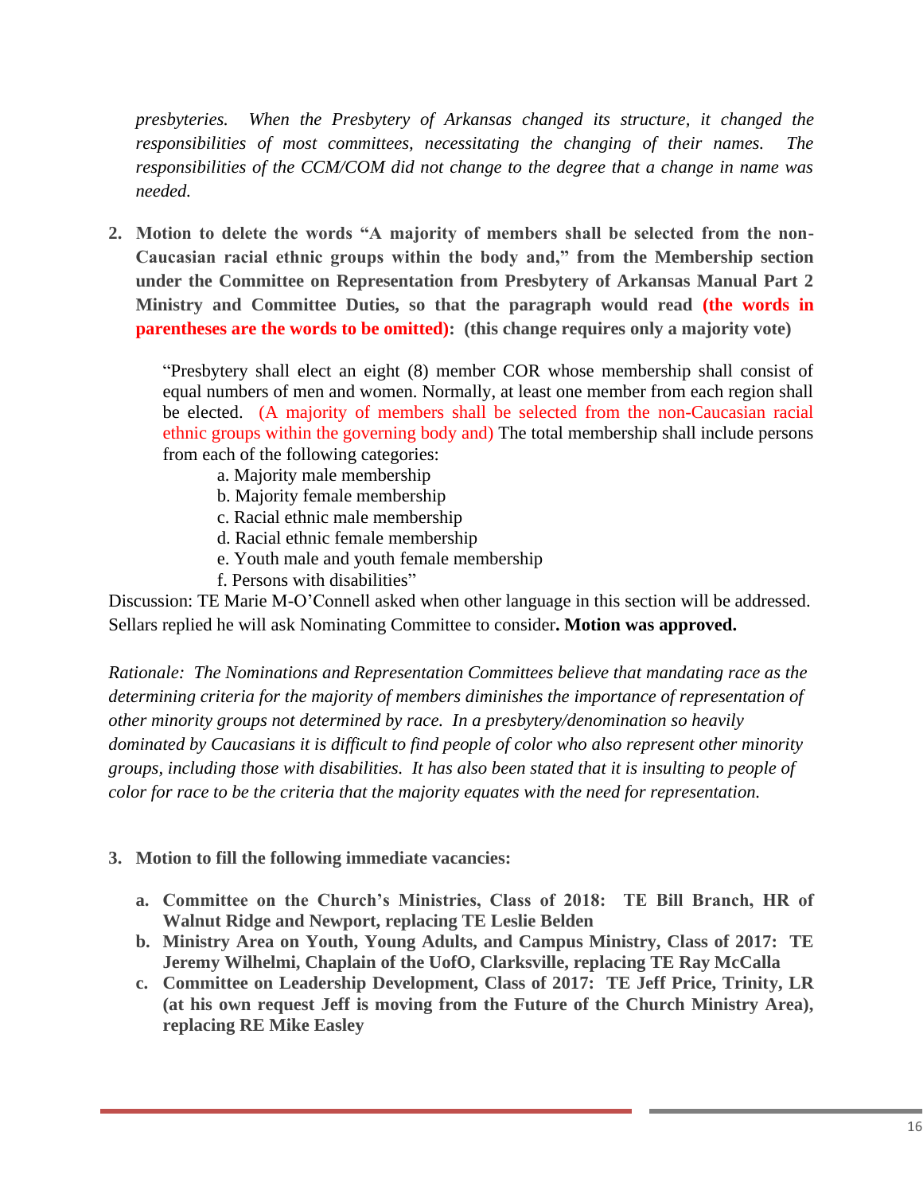*presbyteries. When the Presbytery of Arkansas changed its structure, it changed the responsibilities of most committees, necessitating the changing of their names. The responsibilities of the CCM/COM did not change to the degree that a change in name was needed.*

2. **Motion to delete the words "A majority of members shall be selected from the non-Caucasian racial ethnic groups within the body and," from the Membership section under the Committee on Representation from Presbytery of Arkansas Manual Part 2 Ministry and Committee Duties, so that the paragraph would read (the words in parentheses are the words to be omitted): (this change requires only a majority vote)**

   "Presbytery shall elect an eight (8) member COR whose membership shall consist of equal numbers of men and women. Normally, at least one member from each region shall be elected. (A majority of members shall be selected from the non-Caucasian racial ethnic groups within the governing body and) The total membership shall include persons from each of the following categories:
   - a. Majority male membership
   - b. Majority female membership
   - c. Racial ethnic male membership
   - d. Racial ethnic female membership
   - e. Youth male and youth female membership
   - f. Persons with disabilities"

Discussion: TE Marie M-O'Connell asked when other language in this section will be addressed. Sellars replied he will ask Nominating Committee to consider**. Motion was approved.**

*Rationale: The Nominations and Representation Committees believe that mandating race as the determining criteria for the majority of members diminishes the importance of representation of other minority groups not determined by race. In a presbytery/denomination so heavily dominated by Caucasians it is difficult to find people of color who also represent other minority groups, including those with disabilities. It has also been stated that it is insulting to people of color for race to be the criteria that the majority equates with the need for representation.*

3. **Motion to fill the following immediate vacancies:**

   a. **Committee on the Church's Ministries, Class of 2018: TE Bill Branch, HR of Walnut Ridge and Newport, replacing TE Leslie Belden**

   b. **Ministry Area on Youth, Young Adults, and Campus Ministry, Class of 2017: TE Jeremy Wilhelmi, Chaplain of the UofO, Clarksville, replacing TE Ray McCalla**

   c. **Committee on Leadership Development, Class of 2017: TE Jeff Price, Trinity, LR (at his own request Jeff is moving from the Future of the Church Ministry Area), replacing RE Mike Easley**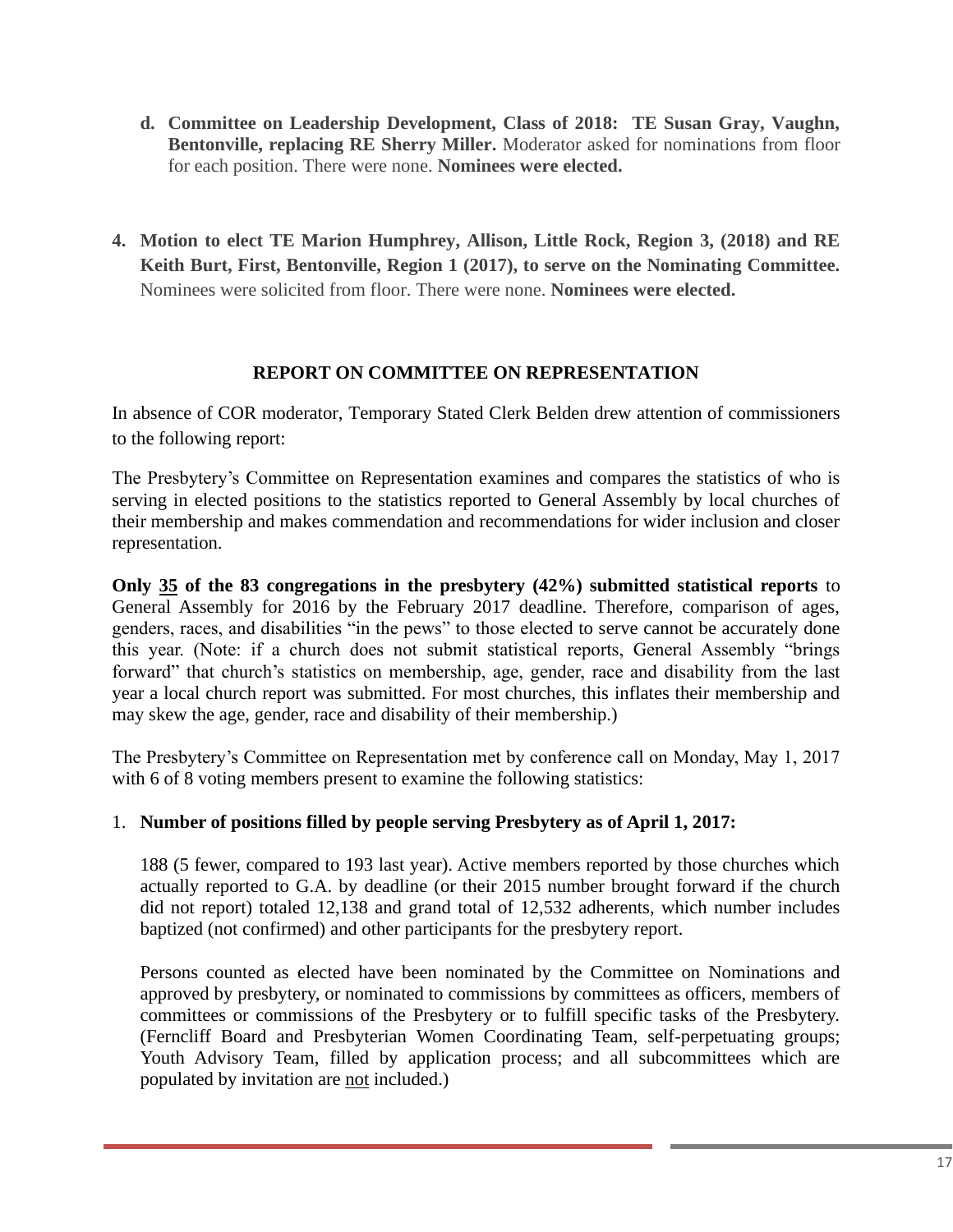d. **Committee on Leadership Development, Class of 2018: TE Susan Gray, Vaughn, Bentonville, replacing RE Sherry Miller.** Moderator asked for nominations from floor for each position. There were none. **Nominees were elected.**

4. **Motion to elect TE Marion Humphrey, Allison, Little Rock, Region 3, (2018) and RE Keith Burt, First, Bentonville, Region 1 (2017), to serve on the Nominating Committee.** Nominees were solicited from floor. There were none. **Nominees were elected.**

## REPORT ON COMMITTEE ON REPRESENTATION

In absence of COR moderator, Temporary Stated Clerk Belden drew attention of commissioners to the following report:

The Presbytery's Committee on Representation examines and compares the statistics of who is serving in elected positions to the statistics reported to General Assembly by local churches of their membership and makes commendation and recommendations for wider inclusion and closer representation.

**Only 35 of the 83 congregations in the presbytery (42%) submitted statistical reports** to General Assembly for 2016 by the February 2017 deadline. Therefore, comparison of ages, genders, races, and disabilities "in the pews" to those elected to serve cannot be accurately done this year. (Note: if a church does not submit statistical reports, General Assembly "brings forward" that church's statistics on membership, age, gender, race and disability from the last year a local church report was submitted. For most churches, this inflates their membership and may skew the age, gender, race and disability of their membership.)

The Presbytery's Committee on Representation met by conference call on Monday, May 1, 2017 with 6 of 8 voting members present to examine the following statistics:

1. **Number of positions filled by people serving Presbytery as of April 1, 2017:**

   188 (5 fewer, compared to 193 last year). Active members reported by those churches which actually reported to G.A. by deadline (or their 2015 number brought forward if the church did not report) totaled 12,138 and grand total of 12,532 adherents, which number includes baptized (not confirmed) and other participants for the presbytery report.

   Persons counted as elected have been nominated by the Committee on Nominations and approved by presbytery, or nominated to commissions by committees as officers, members of committees or commissions of the Presbytery or to fulfill specific tasks of the Presbytery. (Ferncliff Board and Presbyterian Women Coordinating Team, self-perpetuating groups; Youth Advisory Team, filled by application process; and all subcommittees which are populated by invitation are not included.)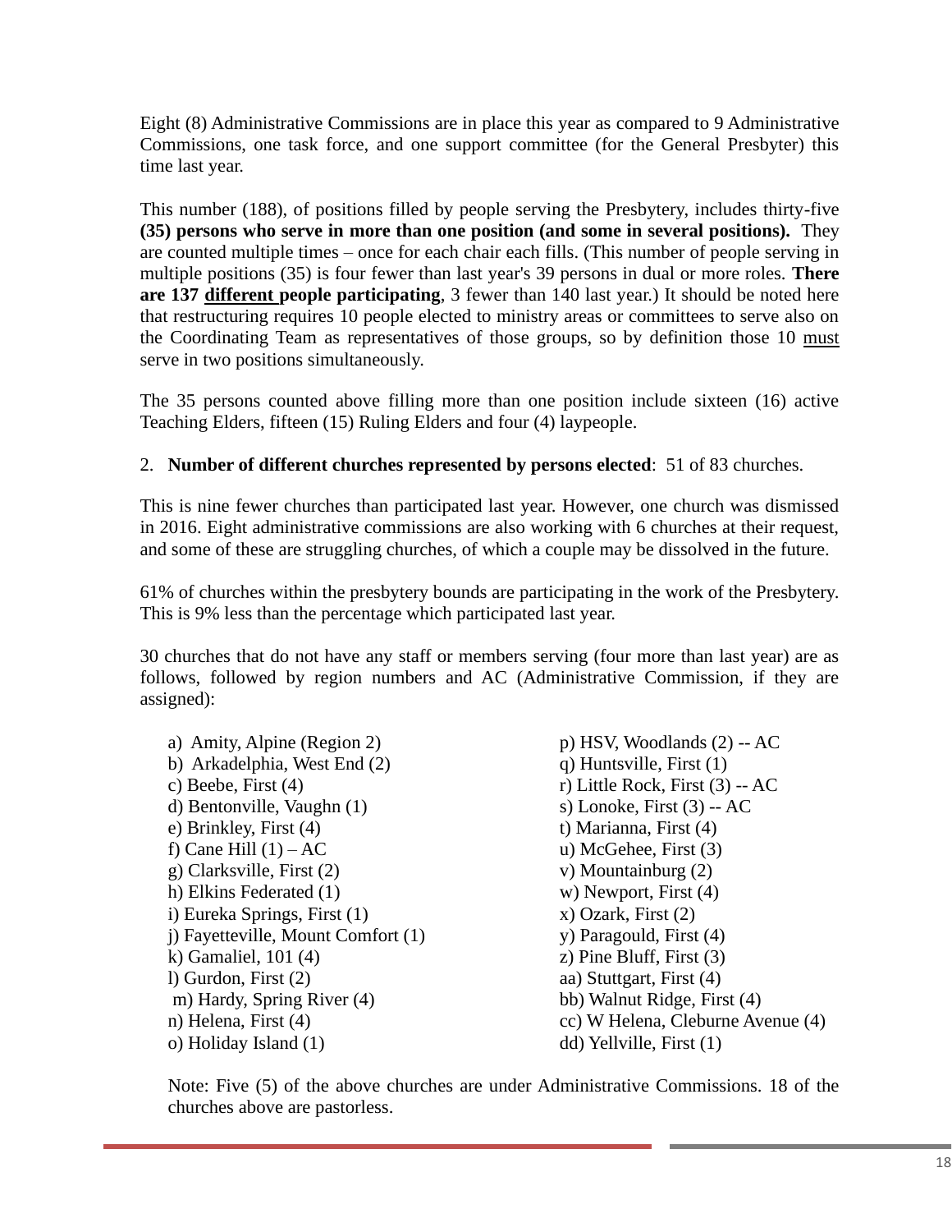Eight (8) Administrative Commissions are in place this year as compared to 9 Administrative Commissions, one task force, and one support committee (for the General Presbyter) this time last year.

This number (188), of positions filled by people serving the Presbytery, includes thirty-five **(35) persons who serve in more than one position (and some in several positions).** They are counted multiple times – once for each chair each fills. (This number of people serving in multiple positions (35) is four fewer than last year's 39 persons in dual or more roles. **There are 137 <u>different</u> people participating**, 3 fewer than 140 last year.) It should be noted here that restructuring requires 10 people elected to ministry areas or committees to serve also on the Coordinating Team as representatives of those groups, so by definition those 10 <u>must</u> serve in two positions simultaneously.

The 35 persons counted above filling more than one position include sixteen (16) active Teaching Elders, fifteen (15) Ruling Elders and four (4) laypeople.

2. **Number of different churches represented by persons elected**: 51 of 83 churches.

This is nine fewer churches than participated last year. However, one church was dismissed in 2016. Eight administrative commissions are also working with 6 churches at their request, and some of these are struggling churches, of which a couple may be dissolved in the future.

61% of churches within the presbytery bounds are participating in the work of the Presbytery. This is 9% less than the percentage which participated last year.

30 churches that do not have any staff or members serving (four more than last year) are as follows, followed by region numbers and AC (Administrative Commission, if they are assigned):

a) Amity, Alpine (Region 2)
b) Arkadelphia, West End (2)
c) Beebe, First (4)
d) Bentonville, Vaughn (1)
e) Brinkley, First (4)
f) Cane Hill (1) – AC
g) Clarksville, First (2)
h) Elkins Federated (1)
i) Eureka Springs, First (1)
j) Fayetteville, Mount Comfort (1)
k) Gamaliel, 101 (4)
l) Gurdon, First (2)
m) Hardy, Spring River (4)
n) Helena, First (4)
o) Holiday Island (1)
p) HSV, Woodlands (2) -- AC
q) Huntsville, First (1)
r) Little Rock, First (3) -- AC
s) Lonoke, First (3) -- AC
t) Marianna, First (4)
u) McGehee, First (3)
v) Mountainburg (2)
w) Newport, First (4)
x) Ozark, First (2)
y) Paragould, First (4)
z) Pine Bluff, First (3)
aa) Stuttgart, First (4)
bb) Walnut Ridge, First (4)
cc) W Helena, Cleburne Avenue (4)
dd) Yellville, First (1)

Note: Five (5) of the above churches are under Administrative Commissions. 18 of the churches above are pastorless.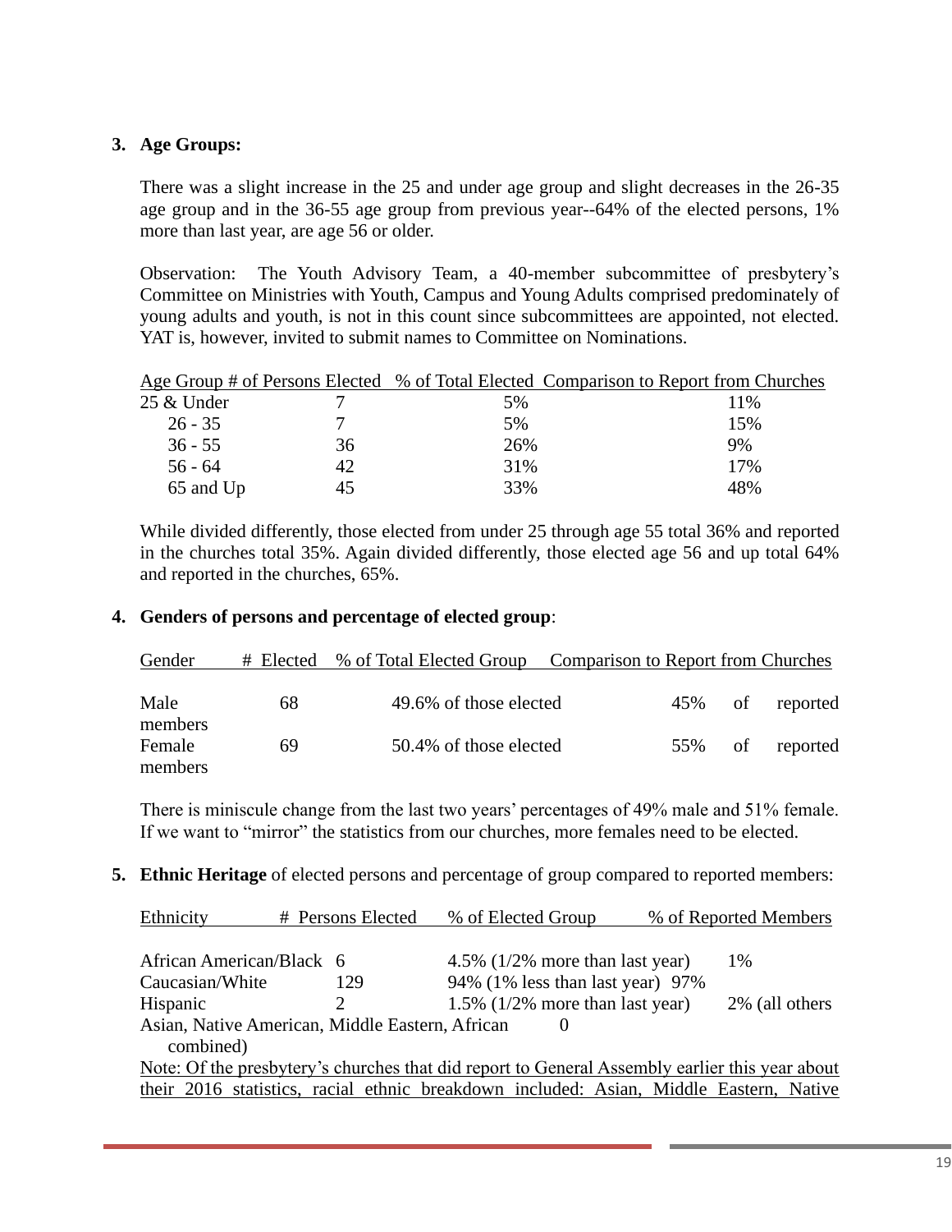3. **Age Groups:**

   There was a slight increase in the 25 and under age group and slight decreases in the 26-35 age group and in the 36-55 age group from previous year--64% of the elected persons, 1% more than last year, are age 56 or older.

   Observation: The Youth Advisory Team, a 40-member subcommittee of presbytery's Committee on Ministries with Youth, Campus and Young Adults comprised predominately of young adults and youth, is not in this count since subcommittees are appointed, not elected. YAT is, however, invited to submit names to Committee on Nominations.

| Age Group | # of Persons Elected | % of Total Elected | Comparison to Report from Churches |
|---|---|---|---|
| 25 & Under | 7 | 5% | 11% |
| 26 - 35 | 7 | 5% | 15% |
| 36 - 55 | 36 | 26% | 9% |
| 56 - 64 | 42 | 31% | 17% |
| 65 and Up | 45 | 33% | 48% |

   While divided differently, those elected from under 25 through age 55 total 36% and reported in the churches total 35%. Again divided differently, those elected age 56 and up total 64% and reported in the churches, 65%.

4. **Genders of persons and percentage of elected group**:

| Gender | # Elected | % of Total Elected Group | Comparison to Report from Churches |
|---|---|---|---|
| Male members | 68 | 49.6% of those elected | 45% of reported |
| Female members | 69 | 50.4% of those elected | 55% of reported |

   There is miniscule change from the last two years' percentages of 49% male and 51% female. If we want to "mirror" the statistics from our churches, more females need to be elected.

5. **Ethnic Heritage** of elected persons and percentage of group compared to reported members:

| Ethnicity | # Persons Elected | % of Elected Group | % of Reported Members |
|---|---|---|---|
| African American/Black | 6 | 4.5% (1/2% more than last year) | 1% |
| Caucasian/White | 129 | 94% (1% less than last year) | 97% |
| Hispanic | 2 | 1.5% (1/2% more than last year) | 2% (all others |
| Asian, Native American, Middle Eastern, African combined) | 0 | | |

   Note: Of the presbytery's churches that did report to General Assembly earlier this year about their 2016 statistics, racial ethnic breakdown included: Asian, Middle Eastern, Native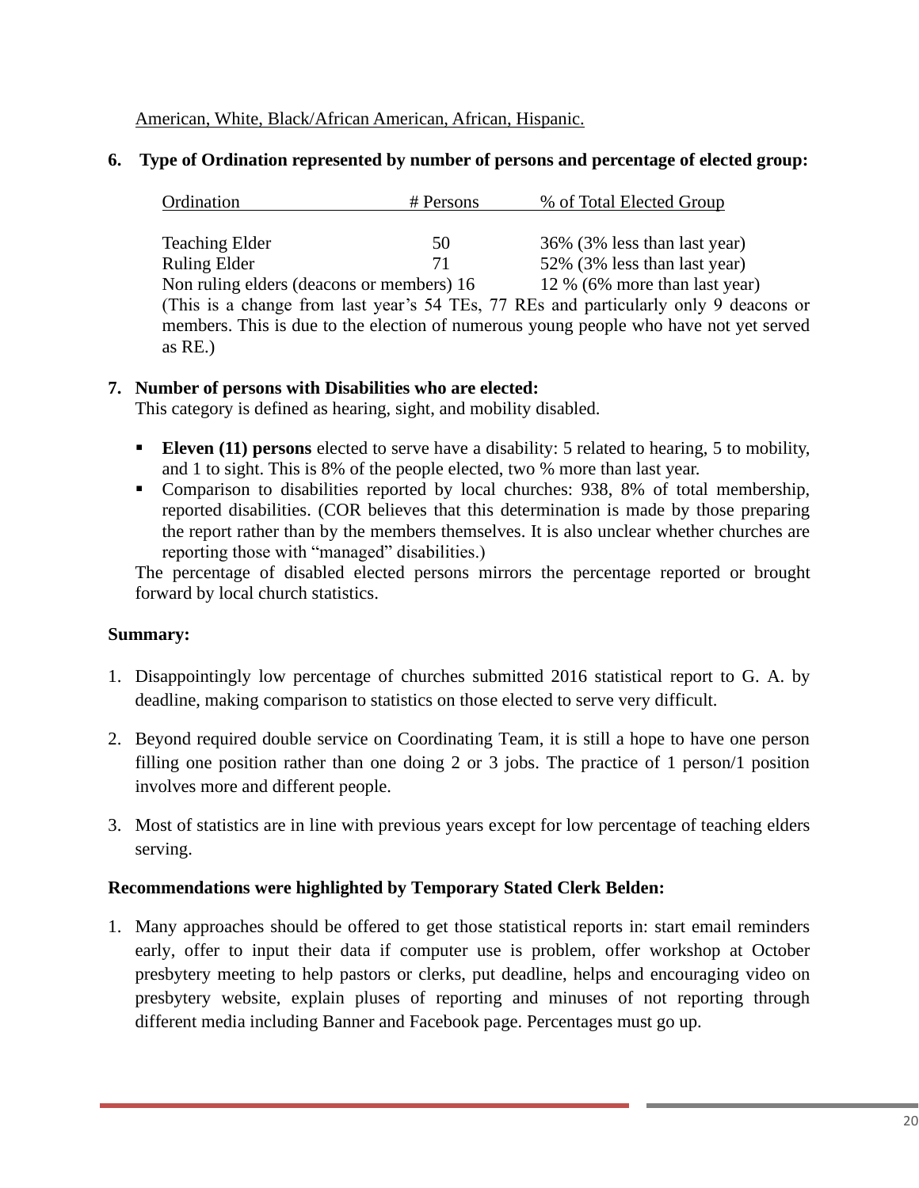American, White, Black/African American, African, Hispanic.

**6. Type of Ordination represented by number of persons and percentage of elected group:**

| Ordination | # Persons | % of Total Elected Group |
|---|---|---|
| Teaching Elder | 50 | 36% (3% less than last year) |
| Ruling Elder | 71 | 52% (3% less than last year) |
| Non ruling elders (deacons or members) | 16 | 12 % (6% more than last year) |

(This is a change from last year's 54 TEs, 77 REs and particularly only 9 deacons or members. This is due to the election of numerous young people who have not yet served as RE.)

**7. Number of persons with Disabilities who are elected:**
This category is defined as hearing, sight, and mobility disabled.

- **Eleven (11) persons** elected to serve have a disability: 5 related to hearing, 5 to mobility, and 1 to sight. This is 8% of the people elected, two % more than last year.
- Comparison to disabilities reported by local churches: 938, 8% of total membership, reported disabilities. (COR believes that this determination is made by those preparing the report rather than by the members themselves. It is also unclear whether churches are reporting those with "managed" disabilities.)

The percentage of disabled elected persons mirrors the percentage reported or brought forward by local church statistics.

**Summary:**

1. Disappointingly low percentage of churches submitted 2016 statistical report to G. A. by deadline, making comparison to statistics on those elected to serve very difficult.

2. Beyond required double service on Coordinating Team, it is still a hope to have one person filling one position rather than one doing 2 or 3 jobs. The practice of 1 person/1 position involves more and different people.

3. Most of statistics are in line with previous years except for low percentage of teaching elders serving.

**Recommendations were highlighted by Temporary Stated Clerk Belden:**

1. Many approaches should be offered to get those statistical reports in: start email reminders early, offer to input their data if computer use is problem, offer workshop at October presbytery meeting to help pastors or clerks, put deadline, helps and encouraging video on presbytery website, explain pluses of reporting and minuses of not reporting through different media including Banner and Facebook page. Percentages must go up.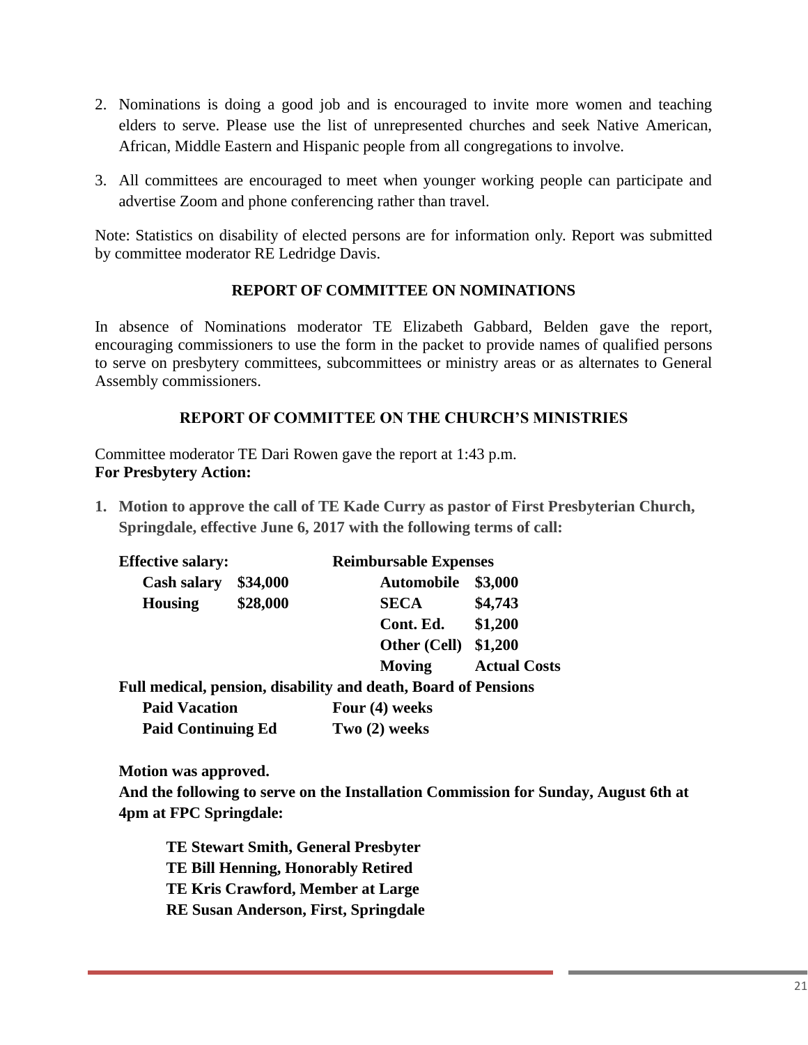2. Nominations is doing a good job and is encouraged to invite more women and teaching elders to serve. Please use the list of unrepresented churches and seek Native American, African, Middle Eastern and Hispanic people from all congregations to involve.

3. All committees are encouraged to meet when younger working people can participate and advertise Zoom and phone conferencing rather than travel.

Note: Statistics on disability of elected persons are for information only. Report was submitted by committee moderator RE Ledridge Davis.

## REPORT OF COMMITTEE ON NOMINATIONS

In absence of Nominations moderator TE Elizabeth Gabbard, Belden gave the report, encouraging commissioners to use the form in the packet to provide names of qualified persons to serve on presbytery committees, subcommittees or ministry areas or as alternates to General Assembly commissioners.

## REPORT OF COMMITTEE ON THE CHURCH'S MINISTRIES

Committee moderator TE Dari Rowen gave the report at 1:43 p.m.
**For Presbytery Action:**

1. **Motion to approve the call of TE Kade Curry as pastor of First Presbyterian Church, Springdale, effective June 6, 2017 with the following terms of call:**

| **Effective salary:** | | **Reimbursable Expenses** | |
|---|---|---|---|
| **Cash salary** | **$34,000** | **Automobile** | **$3,000** |
| **Housing** | **$28,000** | **SECA** | **$4,743** |
| | | **Cont. Ed.** | **$1,200** |
| | | **Other (Cell)** | **$1,200** |
| | | **Moving** | **Actual Costs** |

**Full medical, pension, disability and death, Board of Pensions**

| | |
|---|---|
| **Paid Vacation** | **Four (4) weeks** |
| **Paid Continuing Ed** | **Two (2) weeks** |

**Motion was approved.**
**And the following to serve on the Installation Commission for Sunday, August 6th at 4pm at FPC Springdale:**

**TE Stewart Smith, General Presbyter**
**TE Bill Henning, Honorably Retired**
**TE Kris Crawford, Member at Large**
**RE Susan Anderson, First, Springdale**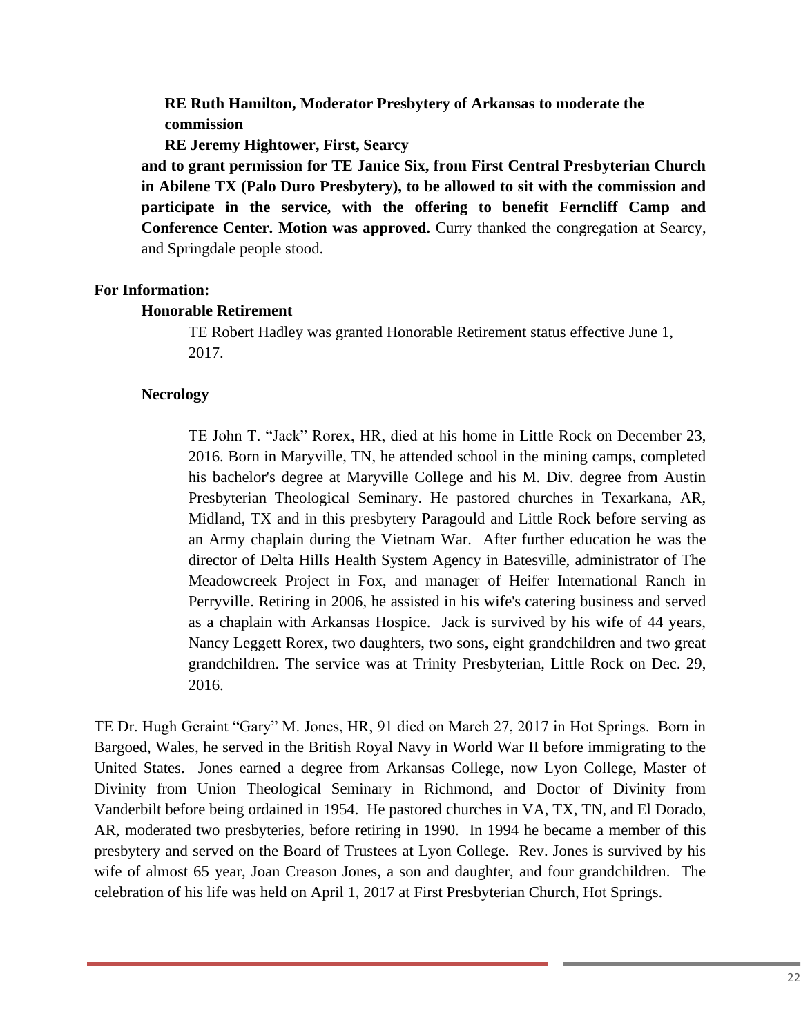**RE Ruth Hamilton, Moderator Presbytery of Arkansas to moderate the commission**

**RE Jeremy Hightower, First, Searcy**

**and to grant permission for TE Janice Six, from First Central Presbyterian Church in Abilene TX (Palo Duro Presbytery), to be allowed to sit with the commission and participate in the service, with the offering to benefit Ferncliff Camp and Conference Center. Motion was approved.** Curry thanked the congregation at Searcy, and Springdale people stood.

**For Information:**

**Honorable Retirement**

TE Robert Hadley was granted Honorable Retirement status effective June 1, 2017.

**Necrology**

TE John T. "Jack" Rorex, HR, died at his home in Little Rock on December 23, 2016. Born in Maryville, TN, he attended school in the mining camps, completed his bachelor's degree at Maryville College and his M. Div. degree from Austin Presbyterian Theological Seminary. He pastored churches in Texarkana, AR, Midland, TX and in this presbytery Paragould and Little Rock before serving as an Army chaplain during the Vietnam War. After further education he was the director of Delta Hills Health System Agency in Batesville, administrator of The Meadowcreek Project in Fox, and manager of Heifer International Ranch in Perryville. Retiring in 2006, he assisted in his wife's catering business and served as a chaplain with Arkansas Hospice. Jack is survived by his wife of 44 years, Nancy Leggett Rorex, two daughters, two sons, eight grandchildren and two great grandchildren. The service was at Trinity Presbyterian, Little Rock on Dec. 29, 2016.

TE Dr. Hugh Geraint "Gary" M. Jones, HR, 91 died on March 27, 2017 in Hot Springs. Born in Bargoed, Wales, he served in the British Royal Navy in World War II before immigrating to the United States. Jones earned a degree from Arkansas College, now Lyon College, Master of Divinity from Union Theological Seminary in Richmond, and Doctor of Divinity from Vanderbilt before being ordained in 1954. He pastored churches in VA, TX, TN, and El Dorado, AR, moderated two presbyteries, before retiring in 1990. In 1994 he became a member of this presbytery and served on the Board of Trustees at Lyon College. Rev. Jones is survived by his wife of almost 65 year, Joan Creason Jones, a son and daughter, and four grandchildren. The celebration of his life was held on April 1, 2017 at First Presbyterian Church, Hot Springs.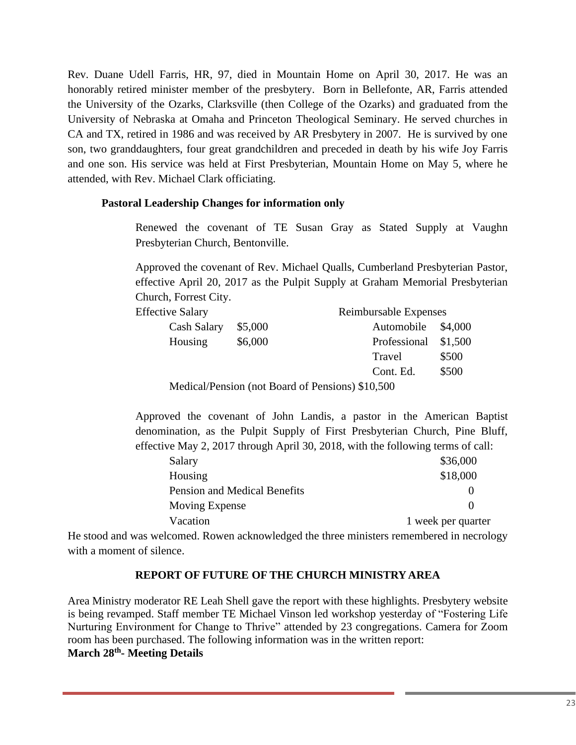Rev. Duane Udell Farris, HR, 97, died in Mountain Home on April 30, 2017. He was an honorably retired minister member of the presbytery. Born in Bellefonte, AR, Farris attended the University of the Ozarks, Clarksville (then College of the Ozarks) and graduated from the University of Nebraska at Omaha and Princeton Theological Seminary. He served churches in CA and TX, retired in 1986 and was received by AR Presbytery in 2007. He is survived by one son, two granddaughters, four great grandchildren and preceded in death by his wife Joy Farris and one son. His service was held at First Presbyterian, Mountain Home on May 5, where he attended, with Rev. Michael Clark officiating.

**Pastoral Leadership Changes for information only**

Renewed the covenant of TE Susan Gray as Stated Supply at Vaughn Presbyterian Church, Bentonville.

Approved the covenant of Rev. Michael Qualls, Cumberland Presbyterian Pastor, effective April 20, 2017 as the Pulpit Supply at Graham Memorial Presbyterian Church, Forrest City.

| Effective Salary | | Reimbursable Expenses | |
|---|---|---|---|
| Cash Salary | \$5,000 | Automobile | \$4,000 |
| Housing | \$6,000 | Professional | \$1,500 |
| | | Travel | \$500 |
| | | Cont. Ed. | \$500 |

Medical/Pension (not Board of Pensions) \$10,500

Approved the covenant of John Landis, a pastor in the American Baptist denomination, as the Pulpit Supply of First Presbyterian Church, Pine Bluff, effective May 2, 2017 through April 30, 2018, with the following terms of call:

| | |
|---|---|
| Salary | \$36,000 |
| Housing | \$18,000 |
| Pension and Medical Benefits | 0 |
| Moving Expense | 0 |
| Vacation | 1 week per quarter |

He stood and was welcomed. Rowen acknowledged the three ministers remembered in necrology with a moment of silence.

## REPORT OF FUTURE OF THE CHURCH MINISTRY AREA

Area Ministry moderator RE Leah Shell gave the report with these highlights. Presbytery website is being revamped. Staff member TE Michael Vinson led workshop yesterday of "Fostering Life Nurturing Environment for Change to Thrive" attended by 23 congregations. Camera for Zoom room has been purchased. The following information was in the written report:

**March 28th- Meeting Details**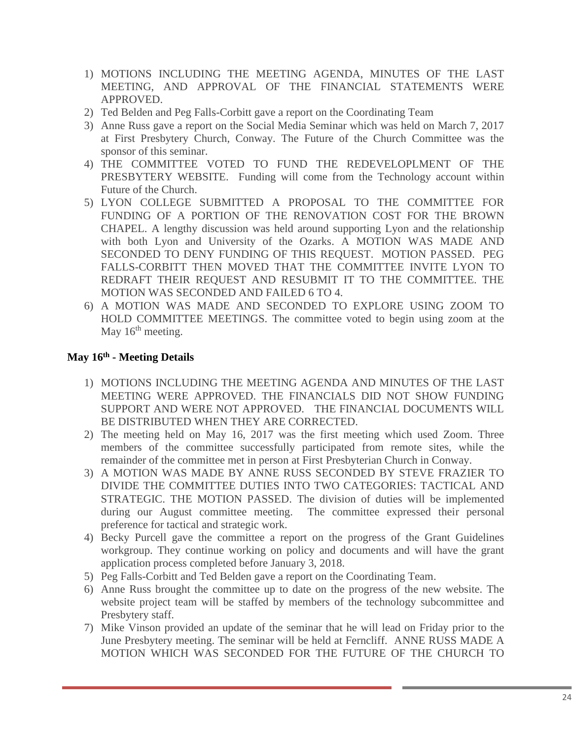1) MOTIONS INCLUDING THE MEETING AGENDA, MINUTES OF THE LAST MEETING, AND APPROVAL OF THE FINANCIAL STATEMENTS WERE APPROVED.
2) Ted Belden and Peg Falls-Corbitt gave a report on the Coordinating Team
3) Anne Russ gave a report on the Social Media Seminar which was held on March 7, 2017 at First Presbytery Church, Conway. The Future of the Church Committee was the sponsor of this seminar.
4) THE COMMITTEE VOTED TO FUND THE REDEVELOPLMENT OF THE PRESBYTERY WEBSITE. Funding will come from the Technology account within Future of the Church.
5) LYON COLLEGE SUBMITTED A PROPOSAL TO THE COMMITTEE FOR FUNDING OF A PORTION OF THE RENOVATION COST FOR THE BROWN CHAPEL. A lengthy discussion was held around supporting Lyon and the relationship with both Lyon and University of the Ozarks. A MOTION WAS MADE AND SECONDED TO DENY FUNDING OF THIS REQUEST. MOTION PASSED. PEG FALLS-CORBITT THEN MOVED THAT THE COMMITTEE INVITE LYON TO REDRAFT THEIR REQUEST AND RESUBMIT IT TO THE COMMITTEE. THE MOTION WAS SECONDED AND FAILED 6 TO 4.
6) A MOTION WAS MADE AND SECONDED TO EXPLORE USING ZOOM TO HOLD COMMITTEE MEETINGS. The committee voted to begin using zoom at the May 16th meeting.

**May 16th - Meeting Details**

1) MOTIONS INCLUDING THE MEETING AGENDA AND MINUTES OF THE LAST MEETING WERE APPROVED. THE FINANCIALS DID NOT SHOW FUNDING SUPPORT AND WERE NOT APPROVED. THE FINANCIAL DOCUMENTS WILL BE DISTRIBUTED WHEN THEY ARE CORRECTED.
2) The meeting held on May 16, 2017 was the first meeting which used Zoom. Three members of the committee successfully participated from remote sites, while the remainder of the committee met in person at First Presbyterian Church in Conway.
3) A MOTION WAS MADE BY ANNE RUSS SECONDED BY STEVE FRAZIER TO DIVIDE THE COMMITTEE DUTIES INTO TWO CATEGORIES: TACTICAL AND STRATEGIC. THE MOTION PASSED. The division of duties will be implemented during our August committee meeting. The committee expressed their personal preference for tactical and strategic work.
4) Becky Purcell gave the committee a report on the progress of the Grant Guidelines workgroup. They continue working on policy and documents and will have the grant application process completed before January 3, 2018.
5) Peg Falls-Corbitt and Ted Belden gave a report on the Coordinating Team.
6) Anne Russ brought the committee up to date on the progress of the new website. The website project team will be staffed by members of the technology subcommittee and Presbytery staff.
7) Mike Vinson provided an update of the seminar that he will lead on Friday prior to the June Presbytery meeting. The seminar will be held at Ferncliff. ANNE RUSS MADE A MOTION WHICH WAS SECONDED FOR THE FUTURE OF THE CHURCH TO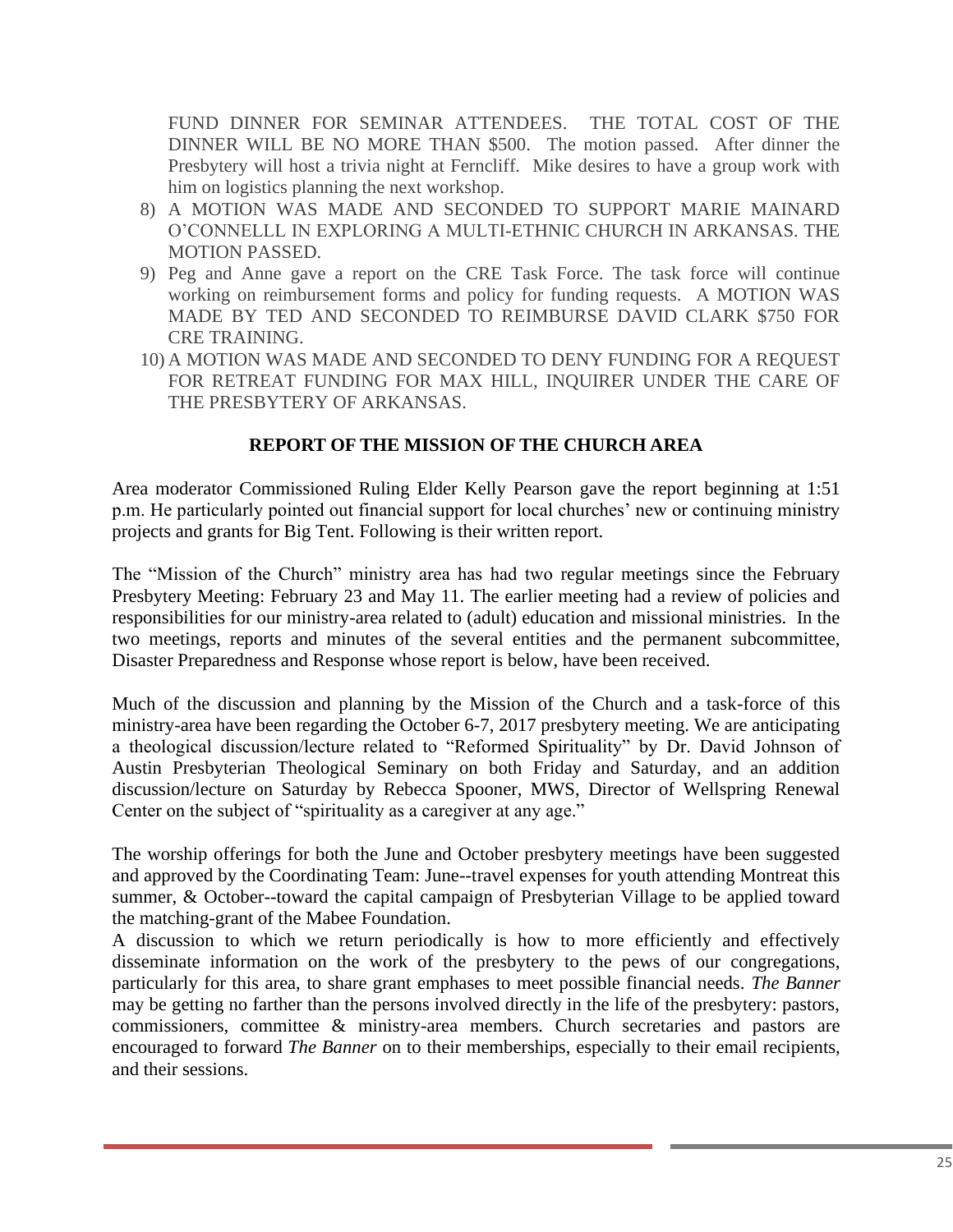FUND DINNER FOR SEMINAR ATTENDEES. THE TOTAL COST OF THE DINNER WILL BE NO MORE THAN $500. The motion passed. After dinner the Presbytery will host a trivia night at Ferncliff. Mike desires to have a group work with him on logistics planning the next workshop.

8) A MOTION WAS MADE AND SECONDED TO SUPPORT MARIE MAINARD O'CONNELLL IN EXPLORING A MULTI-ETHNIC CHURCH IN ARKANSAS. THE MOTION PASSED.
9) Peg and Anne gave a report on the CRE Task Force. The task force will continue working on reimbursement forms and policy for funding requests. A MOTION WAS MADE BY TED AND SECONDED TO REIMBURSE DAVID CLARK $750 FOR CRE TRAINING.
10) A MOTION WAS MADE AND SECONDED TO DENY FUNDING FOR A REQUEST FOR RETREAT FUNDING FOR MAX HILL, INQUIRER UNDER THE CARE OF THE PRESBYTERY OF ARKANSAS.

**REPORT OF THE MISSION OF THE CHURCH AREA**

Area moderator Commissioned Ruling Elder Kelly Pearson gave the report beginning at 1:51 p.m. He particularly pointed out financial support for local churches' new or continuing ministry projects and grants for Big Tent. Following is their written report.

The "Mission of the Church" ministry area has had two regular meetings since the February Presbytery Meeting: February 23 and May 11. The earlier meeting had a review of policies and responsibilities for our ministry-area related to (adult) education and missional ministries. In the two meetings, reports and minutes of the several entities and the permanent subcommittee, Disaster Preparedness and Response whose report is below, have been received.

Much of the discussion and planning by the Mission of the Church and a task-force of this ministry-area have been regarding the October 6-7, 2017 presbytery meeting. We are anticipating a theological discussion/lecture related to "Reformed Spirituality" by Dr. David Johnson of Austin Presbyterian Theological Seminary on both Friday and Saturday, and an addition discussion/lecture on Saturday by Rebecca Spooner, MWS, Director of Wellspring Renewal Center on the subject of "spirituality as a caregiver at any age."

The worship offerings for both the June and October presbytery meetings have been suggested and approved by the Coordinating Team: June--travel expenses for youth attending Montreat this summer, & October--toward the capital campaign of Presbyterian Village to be applied toward the matching-grant of the Mabee Foundation.

A discussion to which we return periodically is how to more efficiently and effectively disseminate information on the work of the presbytery to the pews of our congregations, particularly for this area, to share grant emphases to meet possible financial needs. *The Banner* may be getting no farther than the persons involved directly in the life of the presbytery: pastors, commissioners, committee & ministry-area members. Church secretaries and pastors are encouraged to forward *The Banner* on to their memberships, especially to their email recipients, and their sessions.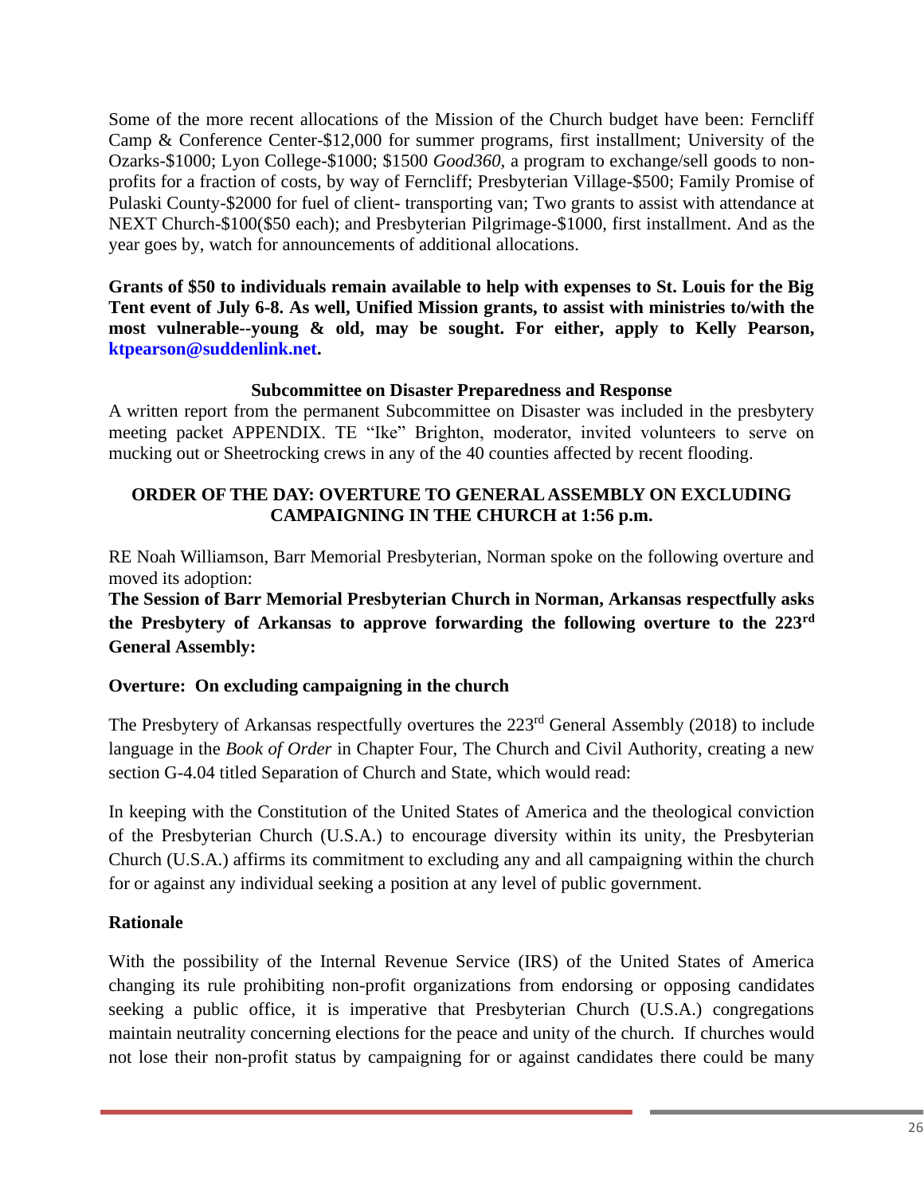Some of the more recent allocations of the Mission of the Church budget have been: Ferncliff Camp & Conference Center-$12,000 for summer programs, first installment; University of the Ozarks-$1000; Lyon College-$1000; $1500 *Good360*, a program to exchange/sell goods to non-profits for a fraction of costs, by way of Ferncliff; Presbyterian Village-$500; Family Promise of Pulaski County-$2000 for fuel of client- transporting van; Two grants to assist with attendance at NEXT Church-$100($50 each); and Presbyterian Pilgrimage-$1000, first installment. And as the year goes by, watch for announcements of additional allocations.

**Grants of $50 to individuals remain available to help with expenses to St. Louis for the Big Tent event of July 6-8. As well, Unified Mission grants, to assist with ministries to/with the most vulnerable--young & old, may be sought. For either, apply to Kelly Pearson, ktpearson@suddenlink.net.**

**Subcommittee on Disaster Preparedness and Response**

A written report from the permanent Subcommittee on Disaster was included in the presbytery meeting packet APPENDIX. TE "Ike" Brighton, moderator, invited volunteers to serve on mucking out or Sheetrocking crews in any of the 40 counties affected by recent flooding.

**ORDER OF THE DAY: OVERTURE TO GENERAL ASSEMBLY ON EXCLUDING CAMPAIGNING IN THE CHURCH at 1:56 p.m.**

RE Noah Williamson, Barr Memorial Presbyterian, Norman spoke on the following overture and moved its adoption:

**The Session of Barr Memorial Presbyterian Church in Norman, Arkansas respectfully asks the Presbytery of Arkansas to approve forwarding the following overture to the 223rd General Assembly:**

**Overture: On excluding campaigning in the church**

The Presbytery of Arkansas respectfully overtures the 223rd General Assembly (2018) to include language in the *Book of Order* in Chapter Four, The Church and Civil Authority, creating a new section G-4.04 titled Separation of Church and State, which would read:

In keeping with the Constitution of the United States of America and the theological conviction of the Presbyterian Church (U.S.A.) to encourage diversity within its unity, the Presbyterian Church (U.S.A.) affirms its commitment to excluding any and all campaigning within the church for or against any individual seeking a position at any level of public government.

**Rationale**

With the possibility of the Internal Revenue Service (IRS) of the United States of America changing its rule prohibiting non-profit organizations from endorsing or opposing candidates seeking a public office, it is imperative that Presbyterian Church (U.S.A.) congregations maintain neutrality concerning elections for the peace and unity of the church. If churches would not lose their non-profit status by campaigning for or against candidates there could be many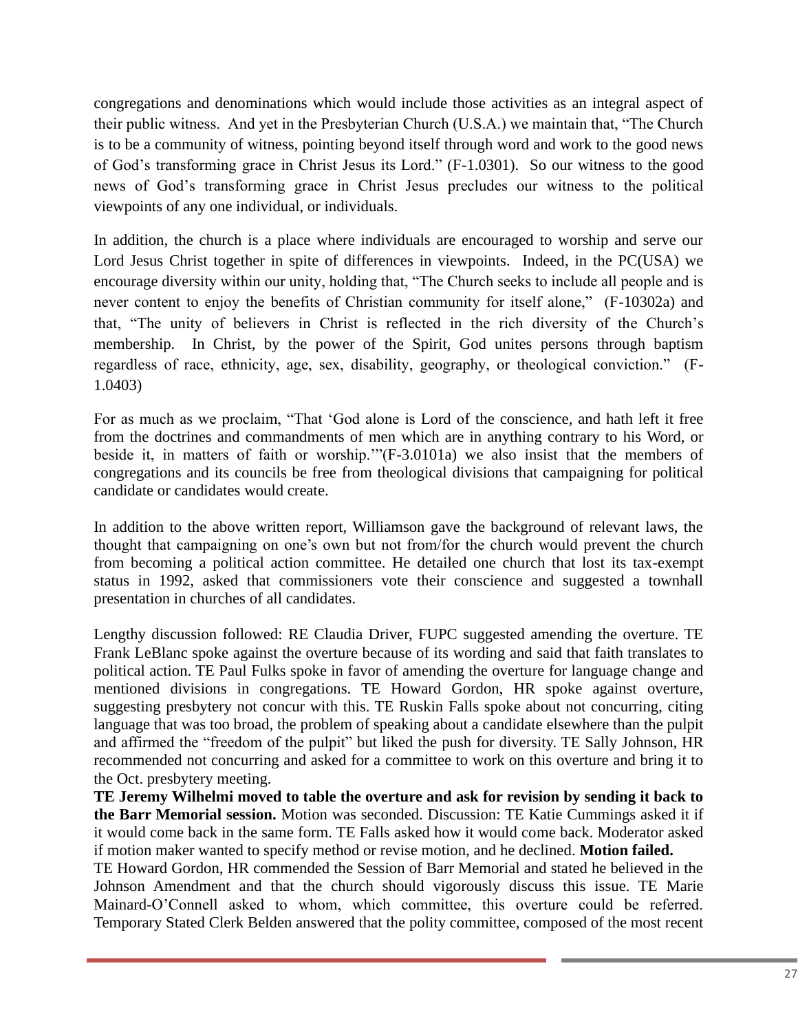congregations and denominations which would include those activities as an integral aspect of their public witness. And yet in the Presbyterian Church (U.S.A.) we maintain that, "The Church is to be a community of witness, pointing beyond itself through word and work to the good news of God's transforming grace in Christ Jesus its Lord." (F-1.0301). So our witness to the good news of God's transforming grace in Christ Jesus precludes our witness to the political viewpoints of any one individual, or individuals.

In addition, the church is a place where individuals are encouraged to worship and serve our Lord Jesus Christ together in spite of differences in viewpoints. Indeed, in the PC(USA) we encourage diversity within our unity, holding that, "The Church seeks to include all people and is never content to enjoy the benefits of Christian community for itself alone," (F-10302a) and that, "The unity of believers in Christ is reflected in the rich diversity of the Church's membership. In Christ, by the power of the Spirit, God unites persons through baptism regardless of race, ethnicity, age, sex, disability, geography, or theological conviction." (F-1.0403)

For as much as we proclaim, "That 'God alone is Lord of the conscience, and hath left it free from the doctrines and commandments of men which are in anything contrary to his Word, or beside it, in matters of faith or worship.'"(F-3.0101a) we also insist that the members of congregations and its councils be free from theological divisions that campaigning for political candidate or candidates would create.

In addition to the above written report, Williamson gave the background of relevant laws, the thought that campaigning on one's own but not from/for the church would prevent the church from becoming a political action committee. He detailed one church that lost its tax-exempt status in 1992, asked that commissioners vote their conscience and suggested a townhall presentation in churches of all candidates.

Lengthy discussion followed: RE Claudia Driver, FUPC suggested amending the overture. TE Frank LeBlanc spoke against the overture because of its wording and said that faith translates to political action. TE Paul Fulks spoke in favor of amending the overture for language change and mentioned divisions in congregations. TE Howard Gordon, HR spoke against overture, suggesting presbytery not concur with this. TE Ruskin Falls spoke about not concurring, citing language that was too broad, the problem of speaking about a candidate elsewhere than the pulpit and affirmed the "freedom of the pulpit" but liked the push for diversity. TE Sally Johnson, HR recommended not concurring and asked for a committee to work on this overture and bring it to the Oct. presbytery meeting.

**TE Jeremy Wilhelmi moved to table the overture and ask for revision by sending it back to the Barr Memorial session.** Motion was seconded. Discussion: TE Katie Cummings asked it if it would come back in the same form. TE Falls asked how it would come back. Moderator asked if motion maker wanted to specify method or revise motion, and he declined. **Motion failed.**

TE Howard Gordon, HR commended the Session of Barr Memorial and stated he believed in the Johnson Amendment and that the church should vigorously discuss this issue. TE Marie Mainard-O'Connell asked to whom, which committee, this overture could be referred. Temporary Stated Clerk Belden answered that the polity committee, composed of the most recent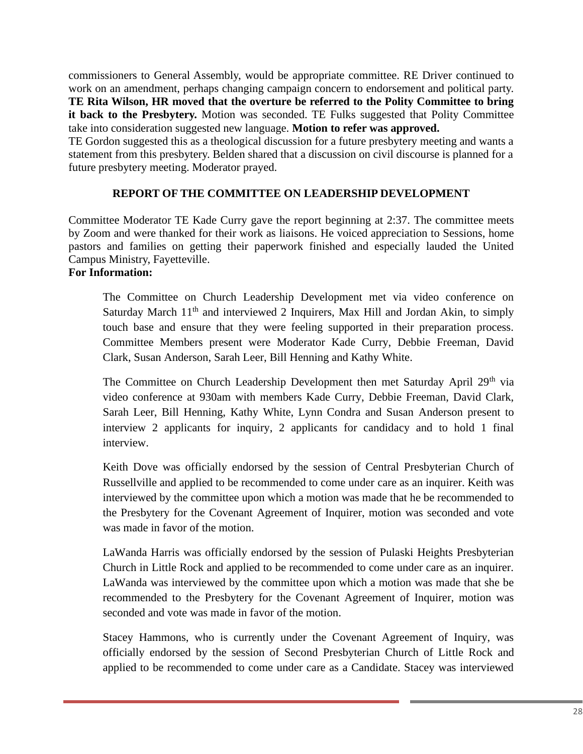commissioners to General Assembly, would be appropriate committee. RE Driver continued to work on an amendment, perhaps changing campaign concern to endorsement and political party. **TE Rita Wilson, HR moved that the overture be referred to the Polity Committee to bring it back to the Presbytery.** Motion was seconded. TE Fulks suggested that Polity Committee take into consideration suggested new language. **Motion to refer was approved.**
TE Gordon suggested this as a theological discussion for a future presbytery meeting and wants a statement from this presbytery. Belden shared that a discussion on civil discourse is planned for a future presbytery meeting. Moderator prayed.

## REPORT OF THE COMMITTEE ON LEADERSHIP DEVELOPMENT

Committee Moderator TE Kade Curry gave the report beginning at 2:37. The committee meets by Zoom and were thanked for their work as liaisons. He voiced appreciation to Sessions, home pastors and families on getting their paperwork finished and especially lauded the United Campus Ministry, Fayetteville.
**For Information:**

> The Committee on Church Leadership Development met via video conference on Saturday March 11th and interviewed 2 Inquirers, Max Hill and Jordan Akin, to simply touch base and ensure that they were feeling supported in their preparation process. Committee Members present were Moderator Kade Curry, Debbie Freeman, David Clark, Susan Anderson, Sarah Leer, Bill Henning and Kathy White.
>
> The Committee on Church Leadership Development then met Saturday April 29th via video conference at 930am with members Kade Curry, Debbie Freeman, David Clark, Sarah Leer, Bill Henning, Kathy White, Lynn Condra and Susan Anderson present to interview 2 applicants for inquiry, 2 applicants for candidacy and to hold 1 final interview.
>
> Keith Dove was officially endorsed by the session of Central Presbyterian Church of Russellville and applied to be recommended to come under care as an inquirer. Keith was interviewed by the committee upon which a motion was made that he be recommended to the Presbytery for the Covenant Agreement of Inquirer, motion was seconded and vote was made in favor of the motion.
>
> LaWanda Harris was officially endorsed by the session of Pulaski Heights Presbyterian Church in Little Rock and applied to be recommended to come under care as an inquirer. LaWanda was interviewed by the committee upon which a motion was made that she be recommended to the Presbytery for the Covenant Agreement of Inquirer, motion was seconded and vote was made in favor of the motion.
>
> Stacey Hammons, who is currently under the Covenant Agreement of Inquiry, was officially endorsed by the session of Second Presbyterian Church of Little Rock and applied to be recommended to come under care as a Candidate. Stacey was interviewed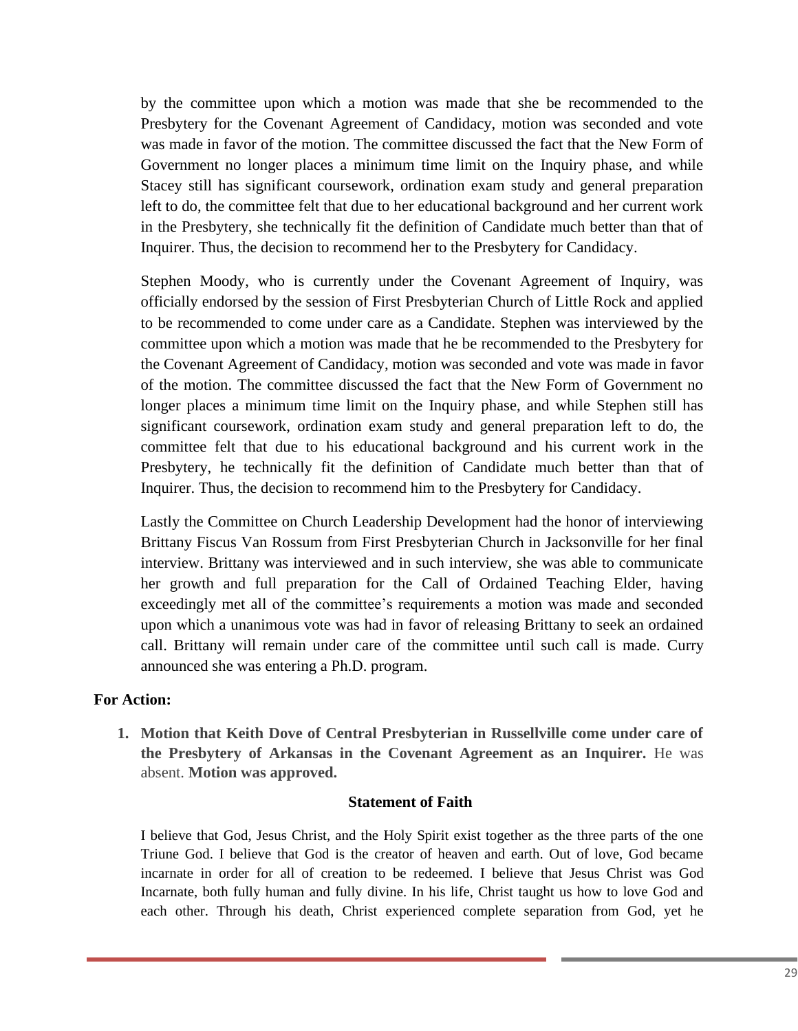by the committee upon which a motion was made that she be recommended to the Presbytery for the Covenant Agreement of Candidacy, motion was seconded and vote was made in favor of the motion. The committee discussed the fact that the New Form of Government no longer places a minimum time limit on the Inquiry phase, and while Stacey still has significant coursework, ordination exam study and general preparation left to do, the committee felt that due to her educational background and her current work in the Presbytery, she technically fit the definition of Candidate much better than that of Inquirer. Thus, the decision to recommend her to the Presbytery for Candidacy.

Stephen Moody, who is currently under the Covenant Agreement of Inquiry, was officially endorsed by the session of First Presbyterian Church of Little Rock and applied to be recommended to come under care as a Candidate. Stephen was interviewed by the committee upon which a motion was made that he be recommended to the Presbytery for the Covenant Agreement of Candidacy, motion was seconded and vote was made in favor of the motion. The committee discussed the fact that the New Form of Government no longer places a minimum time limit on the Inquiry phase, and while Stephen still has significant coursework, ordination exam study and general preparation left to do, the committee felt that due to his educational background and his current work in the Presbytery, he technically fit the definition of Candidate much better than that of Inquirer. Thus, the decision to recommend him to the Presbytery for Candidacy.

Lastly the Committee on Church Leadership Development had the honor of interviewing Brittany Fiscus Van Rossum from First Presbyterian Church in Jacksonville for her final interview. Brittany was interviewed and in such interview, she was able to communicate her growth and full preparation for the Call of Ordained Teaching Elder, having exceedingly met all of the committee's requirements a motion was made and seconded upon which a unanimous vote was had in favor of releasing Brittany to seek an ordained call. Brittany will remain under care of the committee until such call is made. Curry announced she was entering a Ph.D. program.

**For Action:**

1. **Motion that Keith Dove of Central Presbyterian in Russellville come under care of the Presbytery of Arkansas in the Covenant Agreement as an Inquirer.** He was absent. **Motion was approved.**

**Statement of Faith**

I believe that God, Jesus Christ, and the Holy Spirit exist together as the three parts of the one Triune God. I believe that God is the creator of heaven and earth. Out of love, God became incarnate in order for all of creation to be redeemed. I believe that Jesus Christ was God Incarnate, both fully human and fully divine. In his life, Christ taught us how to love God and each other. Through his death, Christ experienced complete separation from God, yet he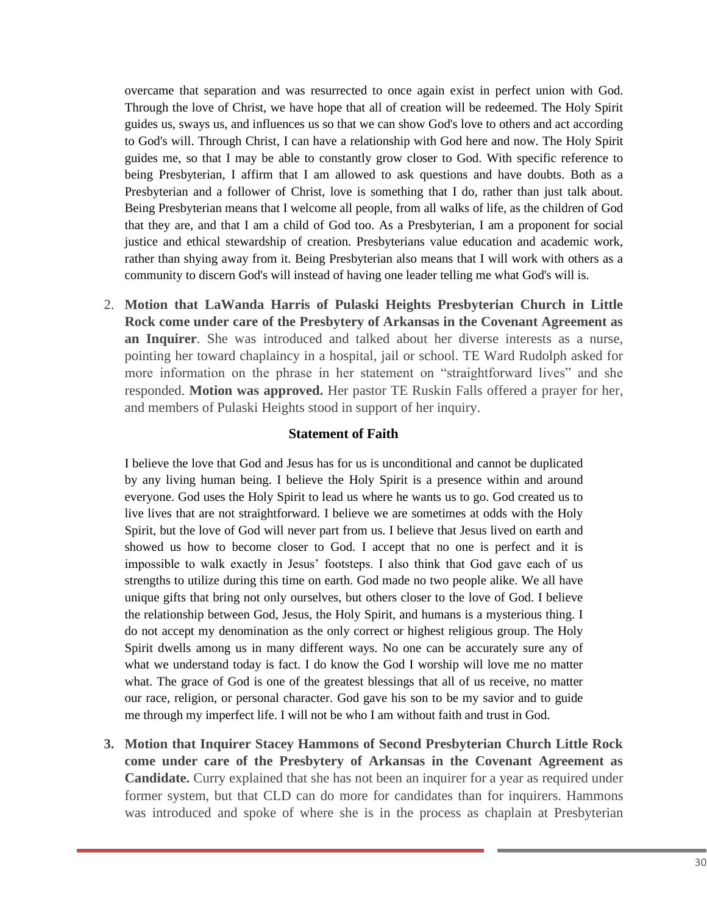overcame that separation and was resurrected to once again exist in perfect union with God. Through the love of Christ, we have hope that all of creation will be redeemed. The Holy Spirit guides us, sways us, and influences us so that we can show God's love to others and act according to God's will. Through Christ, I can have a relationship with God here and now. The Holy Spirit guides me, so that I may be able to constantly grow closer to God. With specific reference to being Presbyterian, I affirm that I am allowed to ask questions and have doubts. Both as a Presbyterian and a follower of Christ, love is something that I do, rather than just talk about. Being Presbyterian means that I welcome all people, from all walks of life, as the children of God that they are, and that I am a child of God too. As a Presbyterian, I am a proponent for social justice and ethical stewardship of creation. Presbyterians value education and academic work, rather than shying away from it. Being Presbyterian also means that I will work with others as a community to discern God's will instead of having one leader telling me what God's will is.

2. **Motion that LaWanda Harris of Pulaski Heights Presbyterian Church in Little Rock come under care of the Presbytery of Arkansas in the Covenant Agreement as an Inquirer**. She was introduced and talked about her diverse interests as a nurse, pointing her toward chaplaincy in a hospital, jail or school. TE Ward Rudolph asked for more information on the phrase in her statement on "straightforward lives" and she responded. **Motion was approved.** Her pastor TE Ruskin Falls offered a prayer for her, and members of Pulaski Heights stood in support of her inquiry.

**Statement of Faith**

I believe the love that God and Jesus has for us is unconditional and cannot be duplicated by any living human being. I believe the Holy Spirit is a presence within and around everyone. God uses the Holy Spirit to lead us where he wants us to go. God created us to live lives that are not straightforward. I believe we are sometimes at odds with the Holy Spirit, but the love of God will never part from us. I believe that Jesus lived on earth and showed us how to become closer to God. I accept that no one is perfect and it is impossible to walk exactly in Jesus' footsteps. I also think that God gave each of us strengths to utilize during this time on earth. God made no two people alike. We all have unique gifts that bring not only ourselves, but others closer to the love of God. I believe the relationship between God, Jesus, the Holy Spirit, and humans is a mysterious thing. I do not accept my denomination as the only correct or highest religious group. The Holy Spirit dwells among us in many different ways. No one can be accurately sure any of what we understand today is fact. I do know the God I worship will love me no matter what. The grace of God is one of the greatest blessings that all of us receive, no matter our race, religion, or personal character. God gave his son to be my savior and to guide me through my imperfect life. I will not be who I am without faith and trust in God.

3. **Motion that Inquirer Stacey Hammons of Second Presbyterian Church Little Rock come under care of the Presbytery of Arkansas in the Covenant Agreement as Candidate.** Curry explained that she has not been an inquirer for a year as required under former system, but that CLD can do more for candidates than for inquirers. Hammons was introduced and spoke of where she is in the process as chaplain at Presbyterian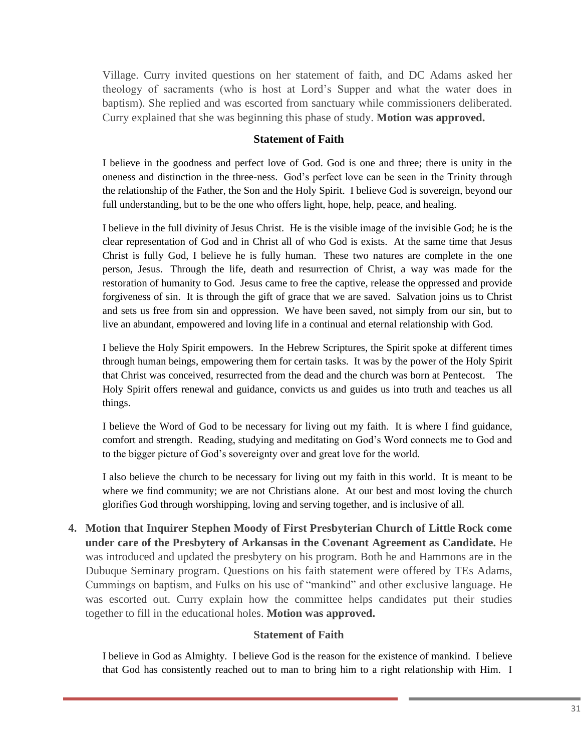Village. Curry invited questions on her statement of faith, and DC Adams asked her theology of sacraments (who is host at Lord's Supper and what the water does in baptism). She replied and was escorted from sanctuary while commissioners deliberated. Curry explained that she was beginning this phase of study. **Motion was approved.**

**Statement of Faith**

I believe in the goodness and perfect love of God. God is one and three; there is unity in the oneness and distinction in the three-ness. God's perfect love can be seen in the Trinity through the relationship of the Father, the Son and the Holy Spirit. I believe God is sovereign, beyond our full understanding, but to be the one who offers light, hope, help, peace, and healing.

I believe in the full divinity of Jesus Christ. He is the visible image of the invisible God; he is the clear representation of God and in Christ all of who God is exists. At the same time that Jesus Christ is fully God, I believe he is fully human. These two natures are complete in the one person, Jesus. Through the life, death and resurrection of Christ, a way was made for the restoration of humanity to God. Jesus came to free the captive, release the oppressed and provide forgiveness of sin. It is through the gift of grace that we are saved. Salvation joins us to Christ and sets us free from sin and oppression. We have been saved, not simply from our sin, but to live an abundant, empowered and loving life in a continual and eternal relationship with God.

I believe the Holy Spirit empowers. In the Hebrew Scriptures, the Spirit spoke at different times through human beings, empowering them for certain tasks. It was by the power of the Holy Spirit that Christ was conceived, resurrected from the dead and the church was born at Pentecost. The Holy Spirit offers renewal and guidance, convicts us and guides us into truth and teaches us all things.

I believe the Word of God to be necessary for living out my faith. It is where I find guidance, comfort and strength. Reading, studying and meditating on God's Word connects me to God and to the bigger picture of God's sovereignty over and great love for the world.

I also believe the church to be necessary for living out my faith in this world. It is meant to be where we find community; we are not Christians alone. At our best and most loving the church glorifies God through worshipping, loving and serving together, and is inclusive of all.

4. **Motion that Inquirer Stephen Moody of First Presbyterian Church of Little Rock come under care of the Presbytery of Arkansas in the Covenant Agreement as Candidate.** He was introduced and updated the presbytery on his program. Both he and Hammons are in the Dubuque Seminary program. Questions on his faith statement were offered by TEs Adams, Cummings on baptism, and Fulks on his use of "mankind" and other exclusive language. He was escorted out. Curry explain how the committee helps candidates put their studies together to fill in the educational holes. **Motion was approved.**

**Statement of Faith**

I believe in God as Almighty. I believe God is the reason for the existence of mankind. I believe that God has consistently reached out to man to bring him to a right relationship with Him. I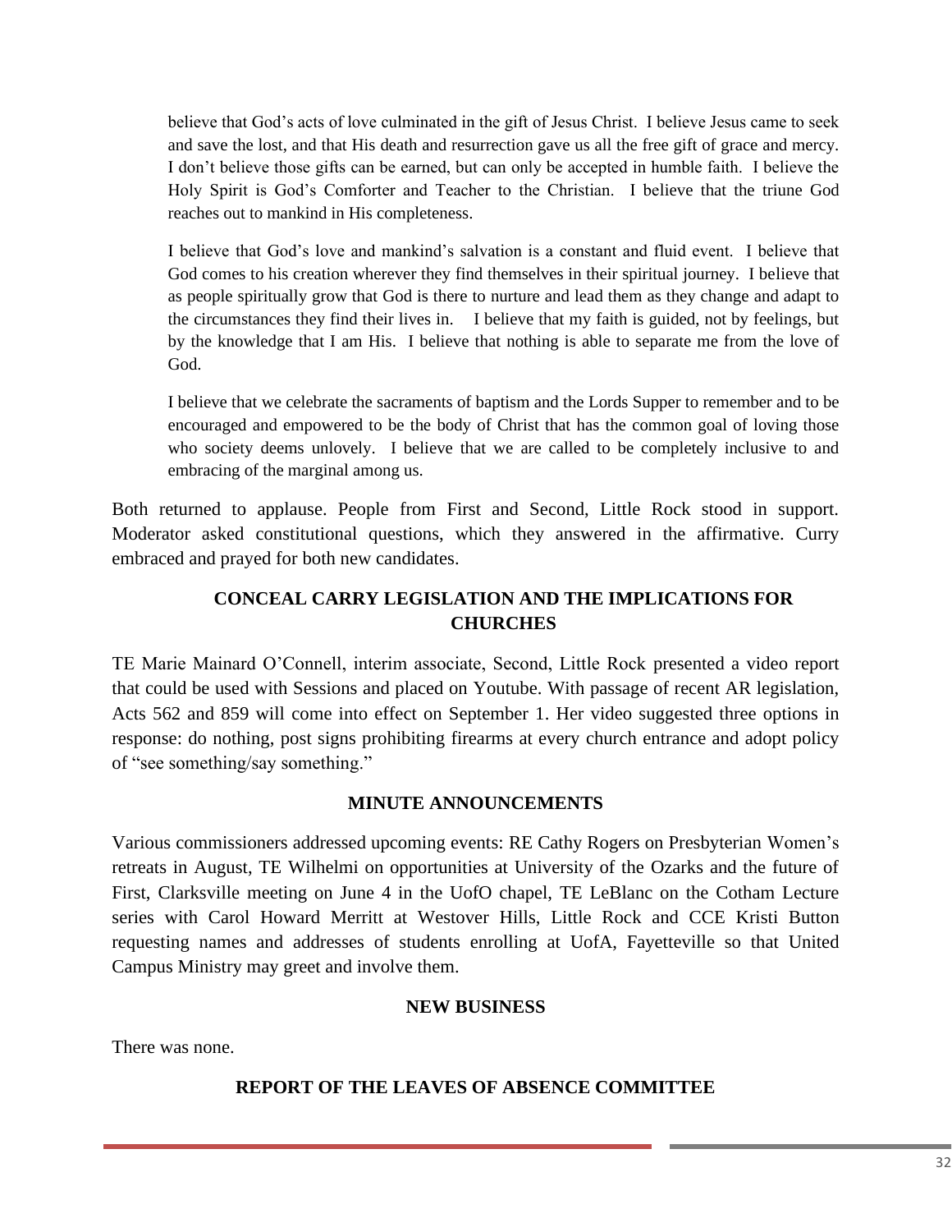> believe that God's acts of love culminated in the gift of Jesus Christ. I believe Jesus came to seek and save the lost, and that His death and resurrection gave us all the free gift of grace and mercy. I don't believe those gifts can be earned, but can only be accepted in humble faith. I believe the Holy Spirit is God's Comforter and Teacher to the Christian. I believe that the triune God reaches out to mankind in His completeness.
>
> I believe that God's love and mankind's salvation is a constant and fluid event. I believe that God comes to his creation wherever they find themselves in their spiritual journey. I believe that as people spiritually grow that God is there to nurture and lead them as they change and adapt to the circumstances they find their lives in. I believe that my faith is guided, not by feelings, but by the knowledge that I am His. I believe that nothing is able to separate me from the love of God.
>
> I believe that we celebrate the sacraments of baptism and the Lords Supper to remember and to be encouraged and empowered to be the body of Christ that has the common goal of loving those who society deems unlovely. I believe that we are called to be completely inclusive to and embracing of the marginal among us.

Both returned to applause. People from First and Second, Little Rock stood in support. Moderator asked constitutional questions, which they answered in the affirmative. Curry embraced and prayed for both new candidates.

## CONCEAL CARRY LEGISLATION AND THE IMPLICATIONS FOR CHURCHES

TE Marie Mainard O'Connell, interim associate, Second, Little Rock presented a video report that could be used with Sessions and placed on Youtube. With passage of recent AR legislation, Acts 562 and 859 will come into effect on September 1. Her video suggested three options in response: do nothing, post signs prohibiting firearms at every church entrance and adopt policy of "see something/say something."

## MINUTE ANNOUNCEMENTS

Various commissioners addressed upcoming events: RE Cathy Rogers on Presbyterian Women's retreats in August, TE Wilhelmi on opportunities at University of the Ozarks and the future of First, Clarksville meeting on June 4 in the UofO chapel, TE LeBlanc on the Cotham Lecture series with Carol Howard Merritt at Westover Hills, Little Rock and CCE Kristi Button requesting names and addresses of students enrolling at UofA, Fayetteville so that United Campus Ministry may greet and involve them.

## NEW BUSINESS

There was none.

## REPORT OF THE LEAVES OF ABSENCE COMMITTEE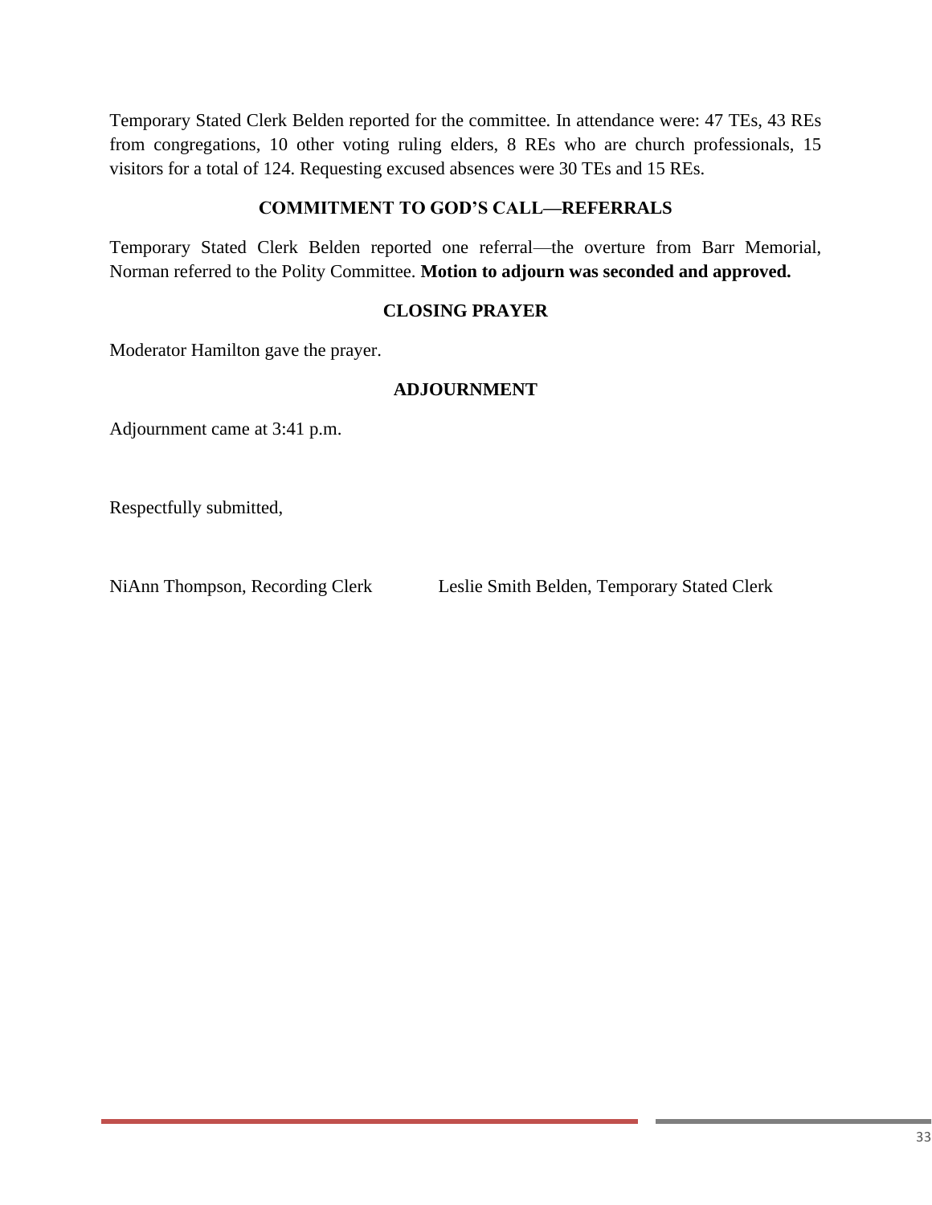Temporary Stated Clerk Belden reported for the committee. In attendance were: 47 TEs, 43 REs from congregations, 10 other voting ruling elders, 8 REs who are church professionals, 15 visitors for a total of 124. Requesting excused absences were 30 TEs and 15 REs.

## COMMITMENT TO GOD'S CALL—REFERRALS

Temporary Stated Clerk Belden reported one referral—the overture from Barr Memorial, Norman referred to the Polity Committee. **Motion to adjourn was seconded and approved.**

## CLOSING PRAYER

Moderator Hamilton gave the prayer.

## ADJOURNMENT

Adjournment came at 3:41 p.m.

Respectfully submitted,

NiAnn Thompson, Recording Clerk    Leslie Smith Belden, Temporary Stated Clerk